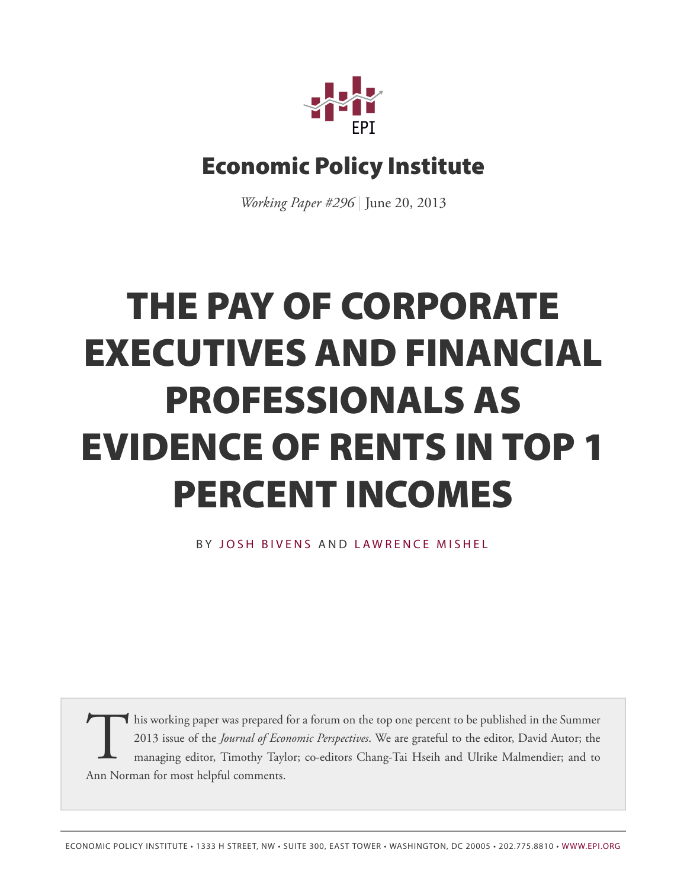EPI

# Economic Policy Institute

*Working Paper #296* | June 20, 2013

# THE PAY OF CORPORATE EXECUTIVES AND FINANCIAL PROFESSIONALS AS EVIDENCE OF RENTS IN TOP 1 PERCENT INCOMES

BY JOSH BIVENS AND LAWRENCE MISHEL

This working paper was prepared for a forum on the top one percent to be published in the Summer 2013 issue of the *Journal of Economic Perspectives*. We are grateful to the editor, David Autor; the managing editor, Timothy Taylor; co-editors Chang-Tai Hseih and Ulrike Malmendier; and to Ann Norman for most helpful comments.

ECONOMIC POLICY INSTITUTE • 1333 H STREET, NW • SUITE 300, EAST TOWER • WASHINGTON, DC 20005 • 202.775.8810 • WWW.EPI.ORG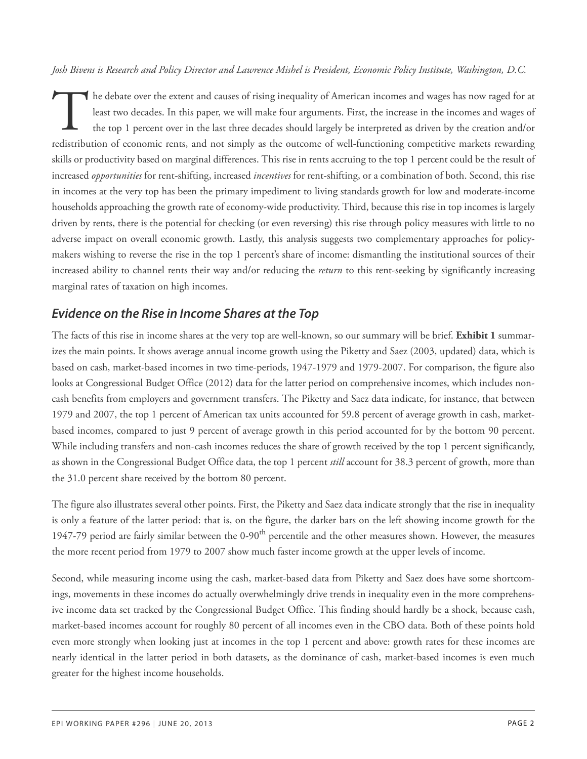*Josh Bivens is Research and Policy Director and Lawrence Mishel is President, Economic Policy Institute, Washington, D.C.*

The debate over the extent and causes of rising inequality of American incomes and wages has now raged for at least two decades. In this paper, we will make four arguments. First, the increase in the incomes and wages of the top 1 percent over in the last three decades should largely be interpreted as driven by the creation and/or redistribution of economic rents, and not simply as the outcome of well-functioning competitive markets rewarding skills or productivity based on marginal differences. This rise in rents accruing to the top 1 percent could be the result of increased *opportunities* for rent-shifting, increased *incentives* for rent-shifting, or a combination of both. Second, this rise in incomes at the very top has been the primary impediment to living standards growth for low and moderate-income households approaching the growth rate of economy-wide productivity. Third, because this rise in top incomes is largely driven by rents, there is the potential for checking (or even reversing) this rise through policy measures with little to no adverse impact on overall economic growth. Lastly, this analysis suggests two complementary approaches for policymakers wishing to reverse the rise in the top 1 percent's share of income: dismantling the institutional sources of their increased ability to channel rents their way and/or reducing the *return* to this rent-seeking by significantly increasing marginal rates of taxation on high incomes.

## *Evidence on the Rise in Income Shares at the Top*

The facts of this rise in income shares at the very top are well-known, so our summary will be brief. **Exhibit 1** summarizes the main points. It shows average annual income growth using the Piketty and Saez (2003, updated) data, which is based on cash, market-based incomes in two time-periods, 1947-1979 and 1979-2007. For comparison, the figure also looks at Congressional Budget Office (2012) data for the latter period on comprehensive incomes, which includes non-cash benefits from employers and government transfers. The Piketty and Saez data indicate, for instance, that between 1979 and 2007, the top 1 percent of American tax units accounted for 59.8 percent of average growth in cash, market-based incomes, compared to just 9 percent of average growth in this period accounted for by the bottom 90 percent. While including transfers and non-cash incomes reduces the share of growth received by the top 1 percent significantly, as shown in the Congressional Budget Office data, the top 1 percent *still* account for 38.3 percent of growth, more than the 31.0 percent share received by the bottom 80 percent.

The figure also illustrates several other points. First, the Piketty and Saez data indicate strongly that the rise in inequality is only a feature of the latter period: that is, on the figure, the darker bars on the left showing income growth for the 1947-79 period are fairly similar between the 0-90th percentile and the other measures shown. However, the measures the more recent period from 1979 to 2007 show much faster income growth at the upper levels of income.

Second, while measuring income using the cash, market-based data from Piketty and Saez does have some shortcomings, movements in these incomes do actually overwhelmingly drive trends in inequality even in the more comprehensive income data set tracked by the Congressional Budget Office. This finding should hardly be a shock, because cash, market-based incomes account for roughly 80 percent of all incomes even in the CBO data. Both of these points hold even more strongly when looking just at incomes in the top 1 percent and above: growth rates for these incomes are nearly identical in the latter period in both datasets, as the dominance of cash, market-based incomes is even much greater for the highest income households.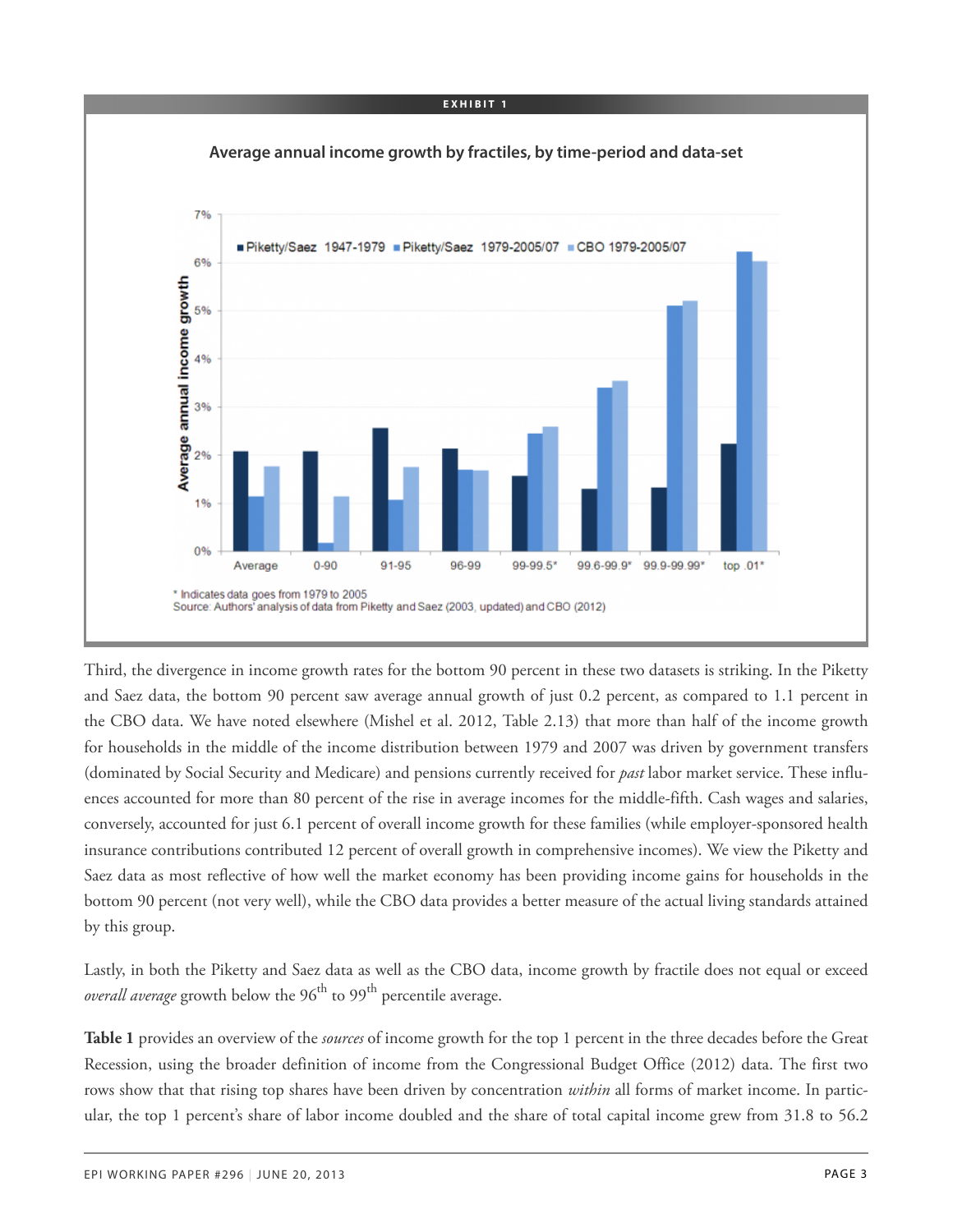**EXHIBIT 1**

**Average annual income growth by fractiles, by time-period and data-set**

* Indicates data goes from 1979 to 2005
Source: Authors' analysis of data from Piketty and Saez (2003, updated) and CBO (2012)

Third, the divergence in income growth rates for the bottom 90 percent in these two datasets is striking. In the Piketty and Saez data, the bottom 90 percent saw average annual growth of just 0.2 percent, as compared to 1.1 percent in the CBO data. We have noted elsewhere (Mishel et al. 2012, Table 2.13) that more than half of the income growth for households in the middle of the income distribution between 1979 and 2007 was driven by government transfers (dominated by Social Security and Medicare) and pensions currently received for *past* labor market service. These influences accounted for more than 80 percent of the rise in average incomes for the middle-fifth. Cash wages and salaries, conversely, accounted for just 6.1 percent of overall income growth for these families (while employer-sponsored health insurance contributions contributed 12 percent of overall growth in comprehensive incomes). We view the Piketty and Saez data as most reflective of how well the market economy has been providing income gains for households in the bottom 90 percent (not very well), while the CBO data provides a better measure of the actual living standards attained by this group.

Lastly, in both the Piketty and Saez data as well as the CBO data, income growth by fractile does not equal or exceed *overall average* growth below the 96th to 99th percentile average.

**Table 1** provides an overview of the *sources* of income growth for the top 1 percent in the three decades before the Great Recession, using the broader definition of income from the Congressional Budget Office (2012) data. The first two rows show that that rising top shares have been driven by concentration *within* all forms of market income. In particular, the top 1 percent's share of labor income doubled and the share of total capital income grew from 31.8 to 56.2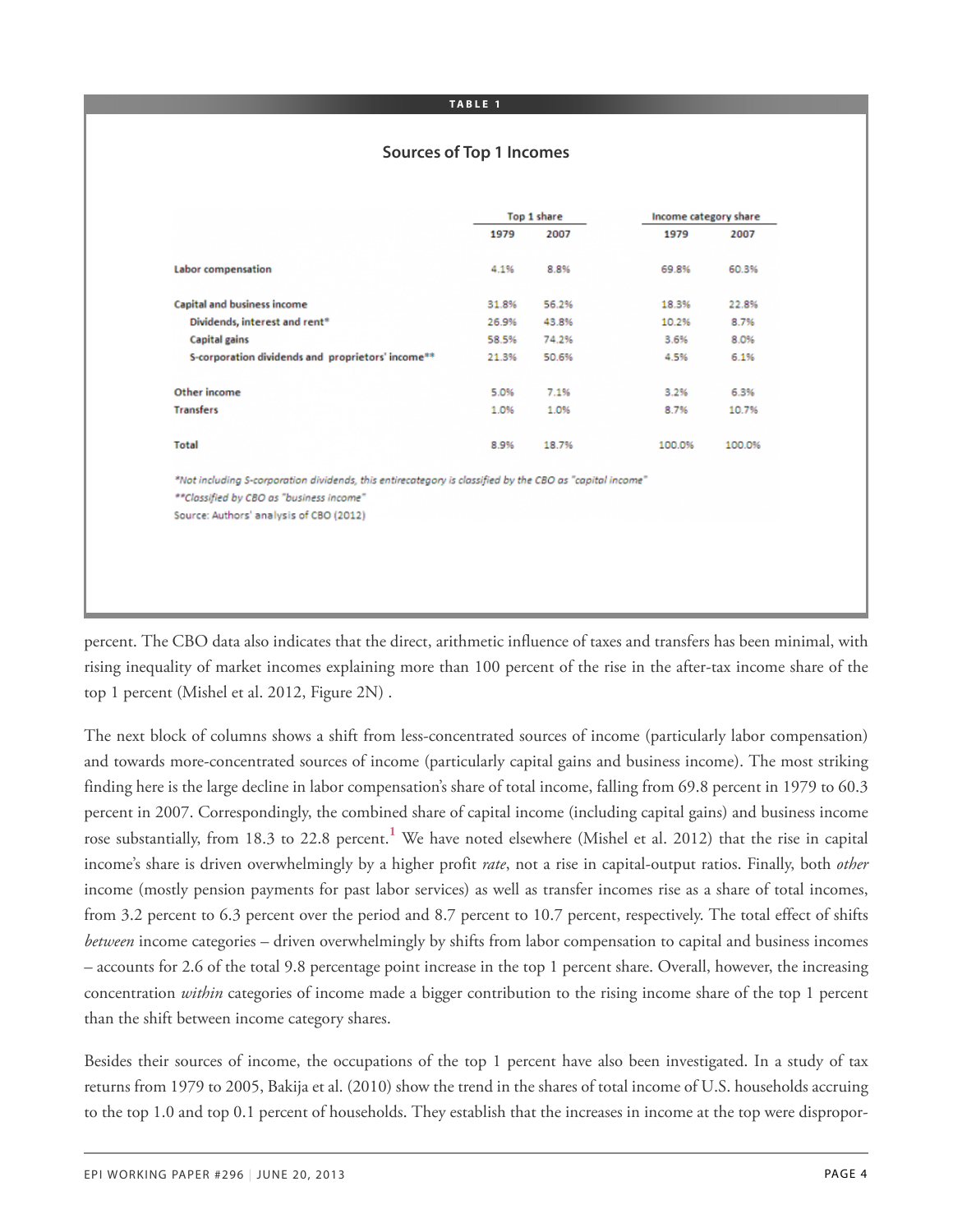**TABLE 1**

**Sources of Top 1 Incomes**

| | Top 1 share | | Income category share | |
|---|---|---|---|---|
| | 1979 | 2007 | 1979 | 2007 |
| **Labor compensation** | 4.1% | 8.8% | 69.8% | 60.3% |
| **Capital and business income** | 31.8% | 56.2% | 18.3% | 22.8% |
| **Dividends, interest and rent*** | 26.9% | 43.8% | 10.2% | 8.7% |
| **Capital gains** | 58.5% | 74.2% | 3.6% | 8.0% |
| **S-corporation dividends and proprietors' income**** | 21.3% | 50.6% | 4.5% | 6.1% |
| **Other income** | 5.0% | 7.1% | 3.2% | 6.3% |
| **Transfers** | 1.0% | 1.0% | 8.7% | 10.7% |
| **Total** | 8.9% | 18.7% | 100.0% | 100.0% |

*Not including S-corporation dividends, this entirecategory is classified by the CBO as "capital income"

**Classified by CBO as "business income"

Source: Authors' analysis of CBO (2012)

percent. The CBO data also indicates that the direct, arithmetic influence of taxes and transfers has been minimal, with rising inequality of market incomes explaining more than 100 percent of the rise in the after-tax income share of the top 1 percent (Mishel et al. 2012, Figure 2N) .

The next block of columns shows a shift from less-concentrated sources of income (particularly labor compensation) and towards more-concentrated sources of income (particularly capital gains and business income). The most striking finding here is the large decline in labor compensation's share of total income, falling from 69.8 percent in 1979 to 60.3 percent in 2007. Correspondingly, the combined share of capital income (including capital gains) and business income rose substantially, from 18.3 to 22.8 percent.[1] We have noted elsewhere (Mishel et al. 2012) that the rise in capital income's share is driven overwhelmingly by a higher profit *rate*, not a rise in capital-output ratios. Finally, both *other* income (mostly pension payments for past labor services) as well as transfer incomes rise as a share of total incomes, from 3.2 percent to 6.3 percent over the period and 8.7 percent to 10.7 percent, respectively. The total effect of shifts *between* income categories – driven overwhelmingly by shifts from labor compensation to capital and business incomes – accounts for 2.6 of the total 9.8 percentage point increase in the top 1 percent share. Overall, however, the increasing concentration *within* categories of income made a bigger contribution to the rising income share of the top 1 percent than the shift between income category shares.

Besides their sources of income, the occupations of the top 1 percent have also been investigated. In a study of tax returns from 1979 to 2005, Bakija et al. (2010) show the trend in the shares of total income of U.S. households accruing to the top 1.0 and top 0.1 percent of households. They establish that the increases in income at the top were dispropor-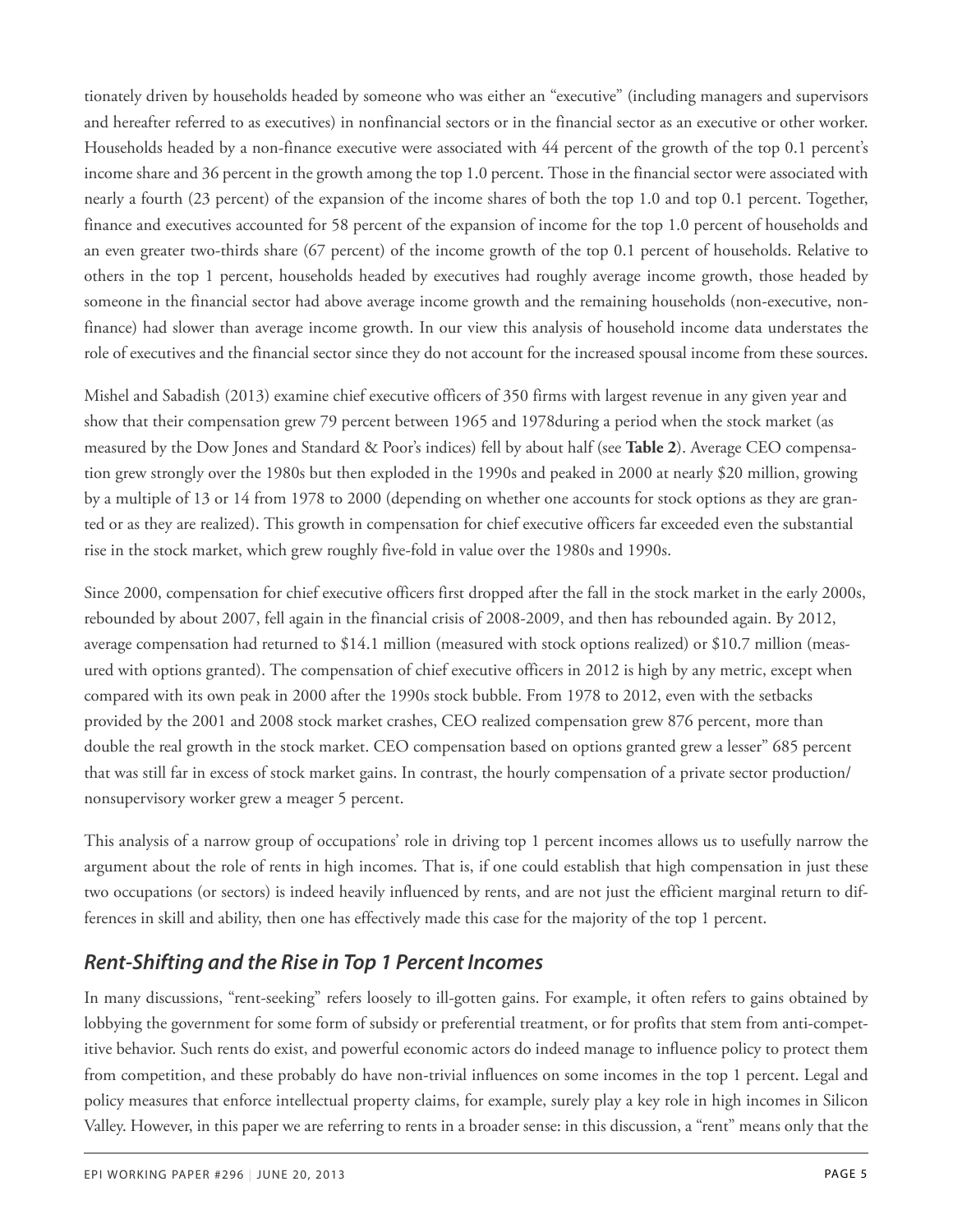tionately driven by households headed by someone who was either an "executive" (including managers and supervisors and hereafter referred to as executives) in nonfinancial sectors or in the financial sector as an executive or other worker. Households headed by a non-finance executive were associated with 44 percent of the growth of the top 0.1 percent's income share and 36 percent in the growth among the top 1.0 percent. Those in the financial sector were associated with nearly a fourth (23 percent) of the expansion of the income shares of both the top 1.0 and top 0.1 percent. Together, finance and executives accounted for 58 percent of the expansion of income for the top 1.0 percent of households and an even greater two-thirds share (67 percent) of the income growth of the top 0.1 percent of households. Relative to others in the top 1 percent, households headed by executives had roughly average income growth, those headed by someone in the financial sector had above average income growth and the remaining households (non-executive, non-finance) had slower than average income growth. In our view this analysis of household income data understates the role of executives and the financial sector since they do not account for the increased spousal income from these sources.

Mishel and Sabadish (2013) examine chief executive officers of 350 firms with largest revenue in any given year and show that their compensation grew 79 percent between 1965 and 1978during a period when the stock market (as measured by the Dow Jones and Standard & Poor's indices) fell by about half (see **Table 2**). Average CEO compensation grew strongly over the 1980s but then exploded in the 1990s and peaked in 2000 at nearly $20 million, growing by a multiple of 13 or 14 from 1978 to 2000 (depending on whether one accounts for stock options as they are granted or as they are realized). This growth in compensation for chief executive officers far exceeded even the substantial rise in the stock market, which grew roughly five-fold in value over the 1980s and 1990s.

Since 2000, compensation for chief executive officers first dropped after the fall in the stock market in the early 2000s, rebounded by about 2007, fell again in the financial crisis of 2008-2009, and then has rebounded again. By 2012, average compensation had returned to $14.1 million (measured with stock options realized) or $10.7 million (measured with options granted). The compensation of chief executive officers in 2012 is high by any metric, except when compared with its own peak in 2000 after the 1990s stock bubble. From 1978 to 2012, even with the setbacks provided by the 2001 and 2008 stock market crashes, CEO realized compensation grew 876 percent, more than double the real growth in the stock market. CEO compensation based on options granted grew a lesser" 685 percent that was still far in excess of stock market gains. In contrast, the hourly compensation of a private sector production/ nonsupervisory worker grew a meager 5 percent.

This analysis of a narrow group of occupations' role in driving top 1 percent incomes allows us to usefully narrow the argument about the role of rents in high incomes. That is, if one could establish that high compensation in just these two occupations (or sectors) is indeed heavily influenced by rents, and are not just the efficient marginal return to differences in skill and ability, then one has effectively made this case for the majority of the top 1 percent.

## *Rent-Shifting and the Rise in Top 1 Percent Incomes*

In many discussions, "rent-seeking" refers loosely to ill-gotten gains. For example, it often refers to gains obtained by lobbying the government for some form of subsidy or preferential treatment, or for profits that stem from anti-competitive behavior. Such rents do exist, and powerful economic actors do indeed manage to influence policy to protect them from competition, and these probably do have non-trivial influences on some incomes in the top 1 percent. Legal and policy measures that enforce intellectual property claims, for example, surely play a key role in high incomes in Silicon Valley. However, in this paper we are referring to rents in a broader sense: in this discussion, a "rent" means only that the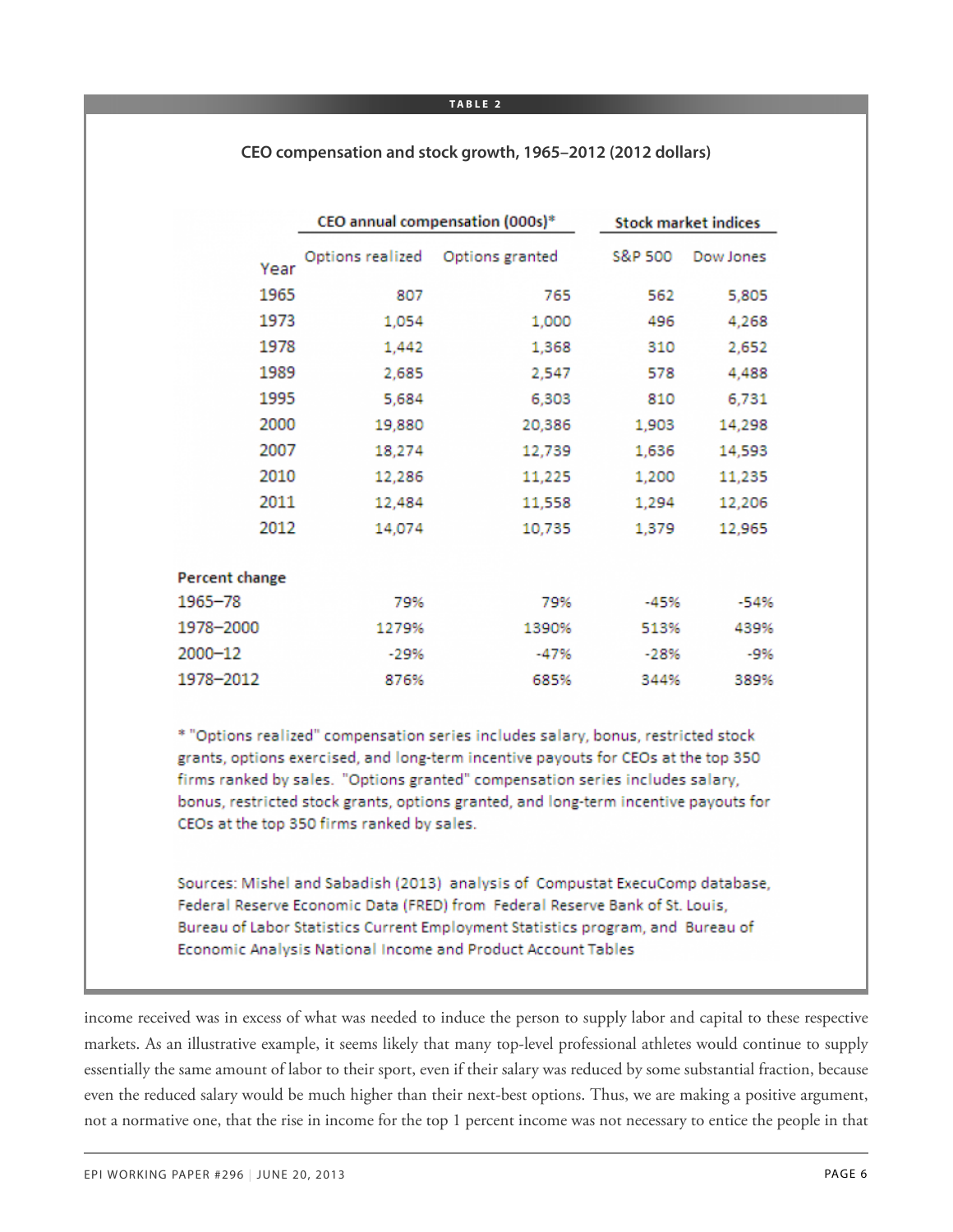**TABLE 2**

**CEO compensation and stock growth, 1965–2012 (2012 dollars)**

| Year | CEO annual compensation (000s)* | | Stock market indices | |
|---|---|---|---|---|
| | Options realized | Options granted | S&P 500 | Dow Jones |
| 1965 | 807 | 765 | 562 | 5,805 |
| 1973 | 1,054 | 1,000 | 496 | 4,268 |
| 1978 | 1,442 | 1,368 | 310 | 2,652 |
| 1989 | 2,685 | 2,547 | 578 | 4,488 |
| 1995 | 5,684 | 6,303 | 810 | 6,731 |
| 2000 | 19,880 | 20,386 | 1,903 | 14,298 |
| 2007 | 18,274 | 12,739 | 1,636 | 14,593 |
| 2010 | 12,286 | 11,225 | 1,200 | 11,235 |
| 2011 | 12,484 | 11,558 | 1,294 | 12,206 |
| 2012 | 14,074 | 10,735 | 1,379 | 12,965 |
| **Percent change** | | | | |
| 1965–78 | 79% | 79% | -45% | -54% |
| 1978–2000 | 1279% | 1390% | 513% | 439% |
| 2000–12 | -29% | -47% | -28% | -9% |
| 1978–2012 | 876% | 685% | 344% | 389% |

* "Options realized" compensation series includes salary, bonus, restricted stock grants, options exercised, and long-term incentive payouts for CEOs at the top 350 firms ranked by sales. "Options granted" compensation series includes salary, bonus, restricted stock grants, options granted, and long-term incentive payouts for CEOs at the top 350 firms ranked by sales.

Sources: Mishel and Sabadish (2013) analysis of Compustat ExecuComp database, Federal Reserve Economic Data (FRED) from Federal Reserve Bank of St. Louis, Bureau of Labor Statistics Current Employment Statistics program, and Bureau of Economic Analysis National Income and Product Account Tables

income received was in excess of what was needed to induce the person to supply labor and capital to these respective markets. As an illustrative example, it seems likely that many top-level professional athletes would continue to supply essentially the same amount of labor to their sport, even if their salary was reduced by some substantial fraction, because even the reduced salary would be much higher than their next-best options. Thus, we are making a positive argument, not a normative one, that the rise in income for the top 1 percent income was not necessary to entice the people in that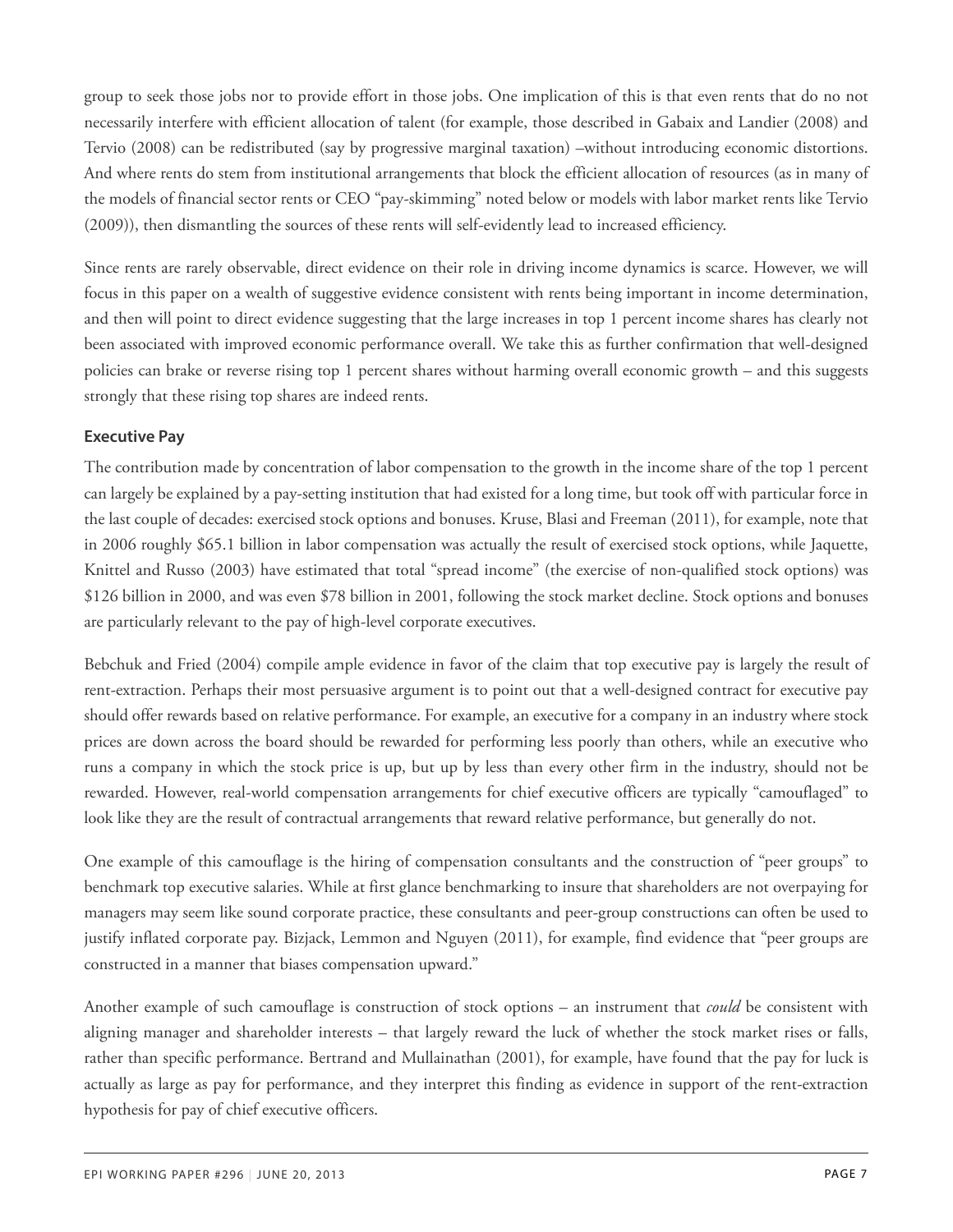group to seek those jobs nor to provide effort in those jobs. One implication of this is that even rents that do no not necessarily interfere with efficient allocation of talent (for example, those described in Gabaix and Landier (2008) and Tervio (2008) can be redistributed (say by progressive marginal taxation) –without introducing economic distortions. And where rents do stem from institutional arrangements that block the efficient allocation of resources (as in many of the models of financial sector rents or CEO "pay-skimming" noted below or models with labor market rents like Tervio (2009)), then dismantling the sources of these rents will self-evidently lead to increased efficiency.

Since rents are rarely observable, direct evidence on their role in driving income dynamics is scarce. However, we will focus in this paper on a wealth of suggestive evidence consistent with rents being important in income determination, and then will point to direct evidence suggesting that the large increases in top 1 percent income shares has clearly not been associated with improved economic performance overall. We take this as further confirmation that well-designed policies can brake or reverse rising top 1 percent shares without harming overall economic growth – and this suggests strongly that these rising top shares are indeed rents.

### Executive Pay

The contribution made by concentration of labor compensation to the growth in the income share of the top 1 percent can largely be explained by a pay-setting institution that had existed for a long time, but took off with particular force in the last couple of decades: exercised stock options and bonuses. Kruse, Blasi and Freeman (2011), for example, note that in 2006 roughly $65.1 billion in labor compensation was actually the result of exercised stock options, while Jaquette, Knittel and Russo (2003) have estimated that total "spread income" (the exercise of non-qualified stock options) was $126 billion in 2000, and was even $78 billion in 2001, following the stock market decline. Stock options and bonuses are particularly relevant to the pay of high-level corporate executives.

Bebchuk and Fried (2004) compile ample evidence in favor of the claim that top executive pay is largely the result of rent-extraction. Perhaps their most persuasive argument is to point out that a well-designed contract for executive pay should offer rewards based on relative performance. For example, an executive for a company in an industry where stock prices are down across the board should be rewarded for performing less poorly than others, while an executive who runs a company in which the stock price is up, but up by less than every other firm in the industry, should not be rewarded. However, real-world compensation arrangements for chief executive officers are typically "camouflaged" to look like they are the result of contractual arrangements that reward relative performance, but generally do not.

One example of this camouflage is the hiring of compensation consultants and the construction of "peer groups" to benchmark top executive salaries. While at first glance benchmarking to insure that shareholders are not overpaying for managers may seem like sound corporate practice, these consultants and peer-group constructions can often be used to justify inflated corporate pay. Bizjack, Lemmon and Nguyen (2011), for example, find evidence that "peer groups are constructed in a manner that biases compensation upward."

Another example of such camouflage is construction of stock options – an instrument that *could* be consistent with aligning manager and shareholder interests – that largely reward the luck of whether the stock market rises or falls, rather than specific performance. Bertrand and Mullainathan (2001), for example, have found that the pay for luck is actually as large as pay for performance, and they interpret this finding as evidence in support of the rent-extraction hypothesis for pay of chief executive officers.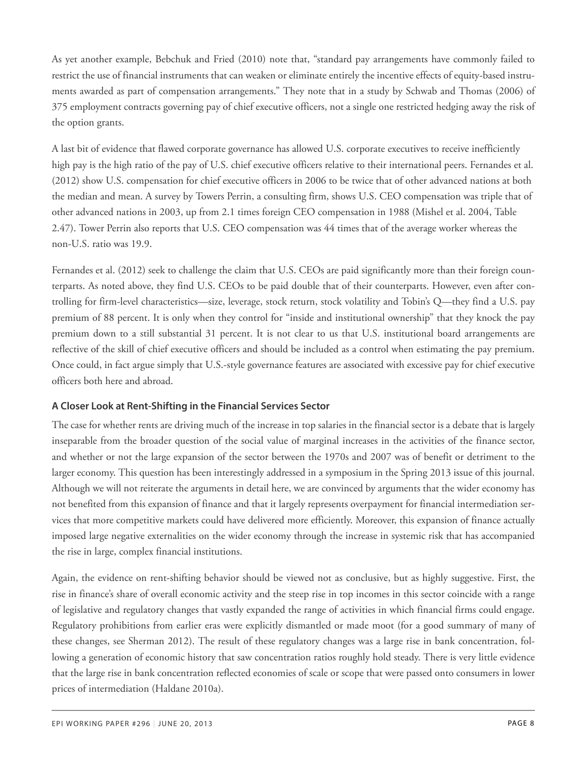As yet another example, Bebchuk and Fried (2010) note that, "standard pay arrangements have commonly failed to restrict the use of financial instruments that can weaken or eliminate entirely the incentive effects of equity-based instruments awarded as part of compensation arrangements." They note that in a study by Schwab and Thomas (2006) of 375 employment contracts governing pay of chief executive officers, not a single one restricted hedging away the risk of the option grants.

A last bit of evidence that flawed corporate governance has allowed U.S. corporate executives to receive inefficiently high pay is the high ratio of the pay of U.S. chief executive officers relative to their international peers. Fernandes et al. (2012) show U.S. compensation for chief executive officers in 2006 to be twice that of other advanced nations at both the median and mean. A survey by Towers Perrin, a consulting firm, shows U.S. CEO compensation was triple that of other advanced nations in 2003, up from 2.1 times foreign CEO compensation in 1988 (Mishel et al. 2004, Table 2.47). Tower Perrin also reports that U.S. CEO compensation was 44 times that of the average worker whereas the non-U.S. ratio was 19.9.

Fernandes et al. (2012) seek to challenge the claim that U.S. CEOs are paid significantly more than their foreign counterparts. As noted above, they find U.S. CEOs to be paid double that of their counterparts. However, even after controlling for firm-level characteristics—size, leverage, stock return, stock volatility and Tobin's Q—they find a U.S. pay premium of 88 percent. It is only when they control for "inside and institutional ownership" that they knock the pay premium down to a still substantial 31 percent. It is not clear to us that U.S. institutional board arrangements are reflective of the skill of chief executive officers and should be included as a control when estimating the pay premium. Once could, in fact argue simply that U.S.-style governance features are associated with excessive pay for chief executive officers both here and abroad.

### A Closer Look at Rent-Shifting in the Financial Services Sector

The case for whether rents are driving much of the increase in top salaries in the financial sector is a debate that is largely inseparable from the broader question of the social value of marginal increases in the activities of the finance sector, and whether or not the large expansion of the sector between the 1970s and 2007 was of benefit or detriment to the larger economy. This question has been interestingly addressed in a symposium in the Spring 2013 issue of this journal. Although we will not reiterate the arguments in detail here, we are convinced by arguments that the wider economy has not benefited from this expansion of finance and that it largely represents overpayment for financial intermediation services that more competitive markets could have delivered more efficiently. Moreover, this expansion of finance actually imposed large negative externalities on the wider economy through the increase in systemic risk that has accompanied the rise in large, complex financial institutions.

Again, the evidence on rent-shifting behavior should be viewed not as conclusive, but as highly suggestive. First, the rise in finance's share of overall economic activity and the steep rise in top incomes in this sector coincide with a range of legislative and regulatory changes that vastly expanded the range of activities in which financial firms could engage. Regulatory prohibitions from earlier eras were explicitly dismantled or made moot (for a good summary of many of these changes, see Sherman 2012). The result of these regulatory changes was a large rise in bank concentration, following a generation of economic history that saw concentration ratios roughly hold steady. There is very little evidence that the large rise in bank concentration reflected economies of scale or scope that were passed onto consumers in lower prices of intermediation (Haldane 2010a).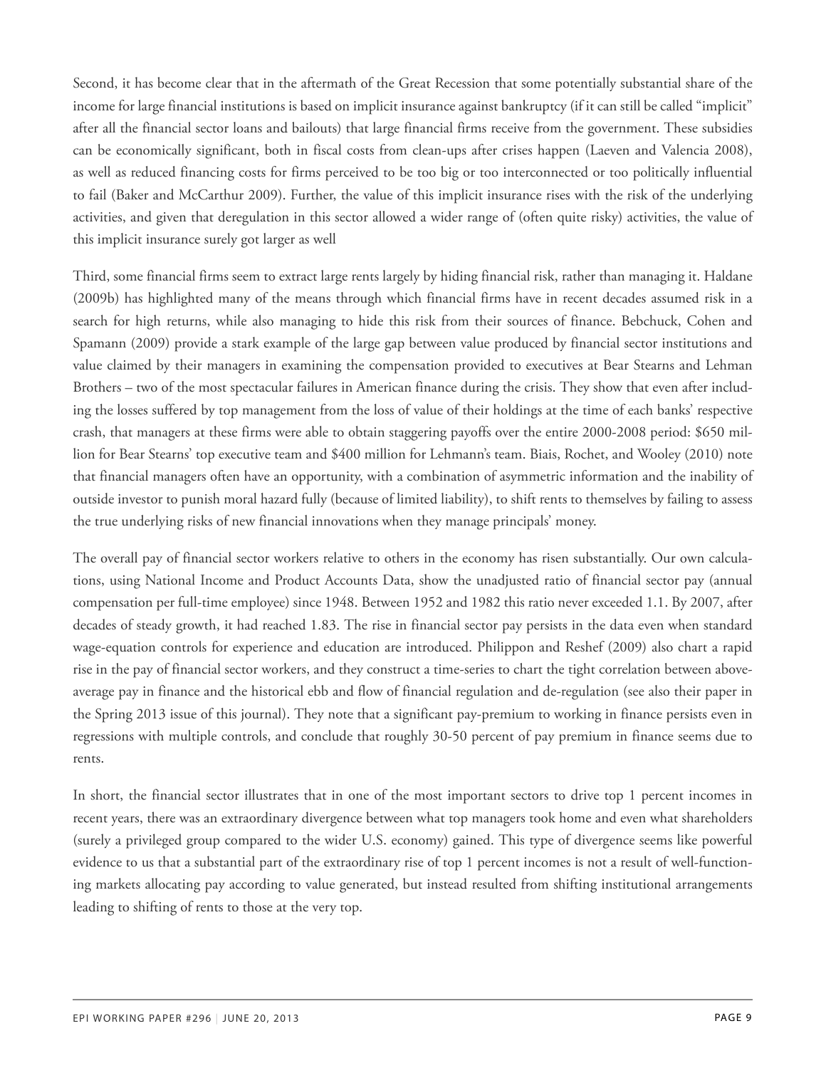Second, it has become clear that in the aftermath of the Great Recession that some potentially substantial share of the income for large financial institutions is based on implicit insurance against bankruptcy (if it can still be called "implicit" after all the financial sector loans and bailouts) that large financial firms receive from the government. These subsidies can be economically significant, both in fiscal costs from clean-ups after crises happen (Laeven and Valencia 2008), as well as reduced financing costs for firms perceived to be too big or too interconnected or too politically influential to fail (Baker and McCarthur 2009). Further, the value of this implicit insurance rises with the risk of the underlying activities, and given that deregulation in this sector allowed a wider range of (often quite risky) activities, the value of this implicit insurance surely got larger as well

Third, some financial firms seem to extract large rents largely by hiding financial risk, rather than managing it. Haldane (2009b) has highlighted many of the means through which financial firms have in recent decades assumed risk in a search for high returns, while also managing to hide this risk from their sources of finance. Bebchuck, Cohen and Spamann (2009) provide a stark example of the large gap between value produced by financial sector institutions and value claimed by their managers in examining the compensation provided to executives at Bear Stearns and Lehman Brothers – two of the most spectacular failures in American finance during the crisis. They show that even after including the losses suffered by top management from the loss of value of their holdings at the time of each banks' respective crash, that managers at these firms were able to obtain staggering payoffs over the entire 2000-2008 period: $650 million for Bear Stearns' top executive team and $400 million for Lehmann's team. Biais, Rochet, and Wooley (2010) note that financial managers often have an opportunity, with a combination of asymmetric information and the inability of outside investor to punish moral hazard fully (because of limited liability), to shift rents to themselves by failing to assess the true underlying risks of new financial innovations when they manage principals' money.

The overall pay of financial sector workers relative to others in the economy has risen substantially. Our own calculations, using National Income and Product Accounts Data, show the unadjusted ratio of financial sector pay (annual compensation per full-time employee) since 1948. Between 1952 and 1982 this ratio never exceeded 1.1. By 2007, after decades of steady growth, it had reached 1.83. The rise in financial sector pay persists in the data even when standard wage-equation controls for experience and education are introduced. Philippon and Reshef (2009) also chart a rapid rise in the pay of financial sector workers, and they construct a time-series to chart the tight correlation between above-average pay in finance and the historical ebb and flow of financial regulation and de-regulation (see also their paper in the Spring 2013 issue of this journal). They note that a significant pay-premium to working in finance persists even in regressions with multiple controls, and conclude that roughly 30-50 percent of pay premium in finance seems due to rents.

In short, the financial sector illustrates that in one of the most important sectors to drive top 1 percent incomes in recent years, there was an extraordinary divergence between what top managers took home and even what shareholders (surely a privileged group compared to the wider U.S. economy) gained. This type of divergence seems like powerful evidence to us that a substantial part of the extraordinary rise of top 1 percent incomes is not a result of well-functioning markets allocating pay according to value generated, but instead resulted from shifting institutional arrangements leading to shifting of rents to those at the very top.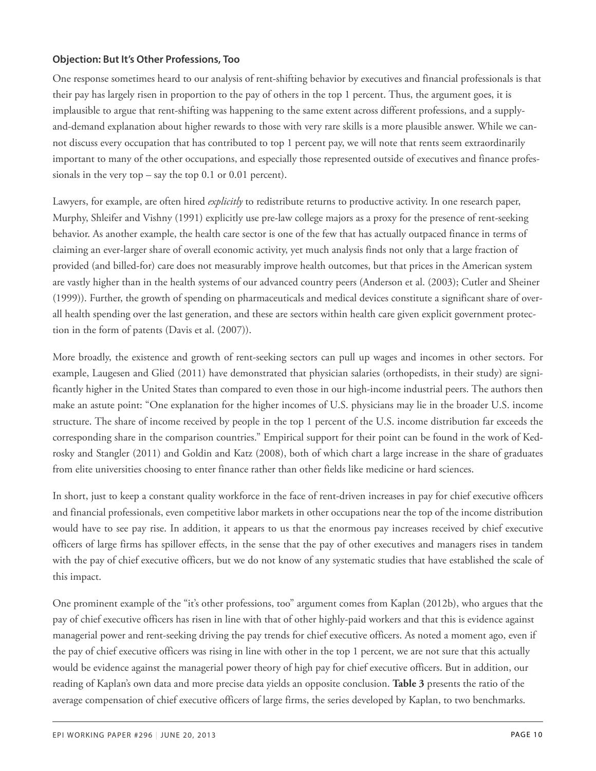**Objection: But It's Other Professions, Too**

One response sometimes heard to our analysis of rent-shifting behavior by executives and financial professionals is that their pay has largely risen in proportion to the pay of others in the top 1 percent. Thus, the argument goes, it is implausible to argue that rent-shifting was happening to the same extent across different professions, and a supply-and-demand explanation about higher rewards to those with very rare skills is a more plausible answer. While we cannot discuss every occupation that has contributed to top 1 percent pay, we will note that rents seem extraordinarily important to many of the other occupations, and especially those represented outside of executives and finance professionals in the very top – say the top 0.1 or 0.01 percent).

Lawyers, for example, are often hired *explicitly* to redistribute returns to productive activity. In one research paper, Murphy, Shleifer and Vishny (1991) explicitly use pre-law college majors as a proxy for the presence of rent-seeking behavior. As another example, the health care sector is one of the few that has actually outpaced finance in terms of claiming an ever-larger share of overall economic activity, yet much analysis finds not only that a large fraction of provided (and billed-for) care does not measurably improve health outcomes, but that prices in the American system are vastly higher than in the health systems of our advanced country peers (Anderson et al. (2003); Cutler and Sheiner (1999)). Further, the growth of spending on pharmaceuticals and medical devices constitute a significant share of overall health spending over the last generation, and these are sectors within health care given explicit government protection in the form of patents (Davis et al. (2007)).

More broadly, the existence and growth of rent-seeking sectors can pull up wages and incomes in other sectors. For example, Laugesen and Glied (2011) have demonstrated that physician salaries (orthopedists, in their study) are significantly higher in the United States than compared to even those in our high-income industrial peers. The authors then make an astute point: "One explanation for the higher incomes of U.S. physicians may lie in the broader U.S. income structure. The share of income received by people in the top 1 percent of the U.S. income distribution far exceeds the corresponding share in the comparison countries." Empirical support for their point can be found in the work of Kedrosky and Stangler (2011) and Goldin and Katz (2008), both of which chart a large increase in the share of graduates from elite universities choosing to enter finance rather than other fields like medicine or hard sciences.

In short, just to keep a constant quality workforce in the face of rent-driven increases in pay for chief executive officers and financial professionals, even competitive labor markets in other occupations near the top of the income distribution would have to see pay rise. In addition, it appears to us that the enormous pay increases received by chief executive officers of large firms has spillover effects, in the sense that the pay of other executives and managers rises in tandem with the pay of chief executive officers, but we do not know of any systematic studies that have established the scale of this impact.

One prominent example of the "it's other professions, too" argument comes from Kaplan (2012b), who argues that the pay of chief executive officers has risen in line with that of other highly-paid workers and that this is evidence against managerial power and rent-seeking driving the pay trends for chief executive officers. As noted a moment ago, even if the pay of chief executive officers was rising in line with other in the top 1 percent, we are not sure that this actually would be evidence against the managerial power theory of high pay for chief executive officers. But in addition, our reading of Kaplan's own data and more precise data yields an opposite conclusion. **Table 3** presents the ratio of the average compensation of chief executive officers of large firms, the series developed by Kaplan, to two benchmarks.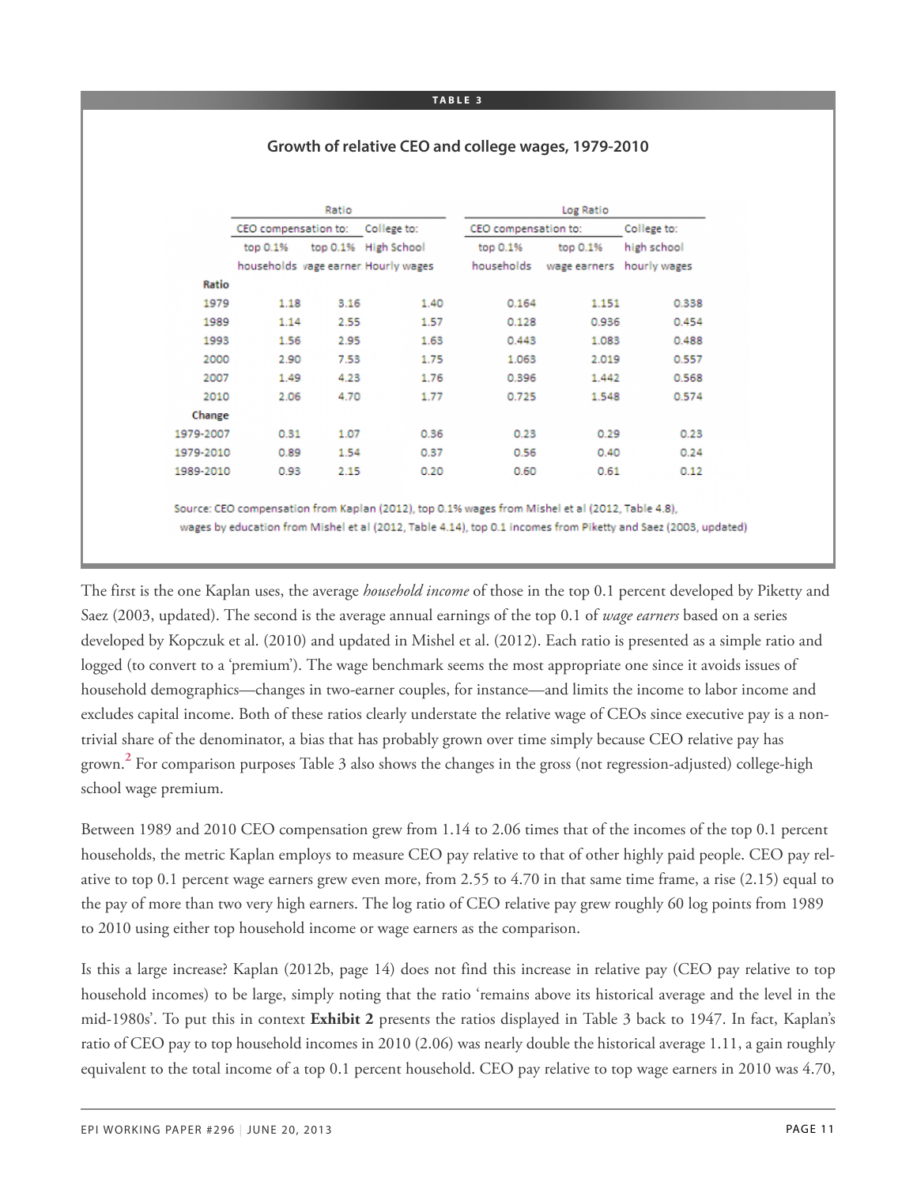**TABLE 3**

**Growth of relative CEO and college wages, 1979-2010**

| | Ratio | | | Log Ratio | | |
|---|---|---|---|---|---|---|
| | CEO compensation to: | | College to: | CEO compensation to: | | College to: |
| | top 0.1% households | top 0.1% vage earner | High School Hourly wages | top 0.1% households | top 0.1% wage earners | high school hourly wages |
| **Ratio** | | | | | | |
| 1979 | 1.18 | 3.16 | 1.40 | 0.164 | 1.151 | 0.338 |
| 1989 | 1.14 | 2.55 | 1.57 | 0.128 | 0.936 | 0.454 |
| 1993 | 1.56 | 2.95 | 1.63 | 0.443 | 1.083 | 0.488 |
| 2000 | 2.90 | 7.53 | 1.75 | 1.063 | 2.019 | 0.557 |
| 2007 | 1.49 | 4.23 | 1.76 | 0.396 | 1.442 | 0.568 |
| 2010 | 2.06 | 4.70 | 1.77 | 0.725 | 1.548 | 0.574 |
| **Change** | | | | | | |
| 1979-2007 | 0.31 | 1.07 | 0.36 | 0.23 | 0.29 | 0.23 |
| 1979-2010 | 0.89 | 1.54 | 0.37 | 0.56 | 0.40 | 0.24 |
| 1989-2010 | 0.93 | 2.15 | 0.20 | 0.60 | 0.61 | 0.12 |

Source: CEO compensation from Kaplan (2012), top 0.1% wages from Mishel et al (2012, Table 4.8), wages by education from Mishel et al (2012, Table 4.14), top 0.1 incomes from Piketty and Saez (2003, updated)

The first is the one Kaplan uses, the average *household income* of those in the top 0.1 percent developed by Piketty and Saez (2003, updated). The second is the average annual earnings of the top 0.1 of *wage earners* based on a series developed by Kopczuk et al. (2010) and updated in Mishel et al. (2012). Each ratio is presented as a simple ratio and logged (to convert to a 'premium'). The wage benchmark seems the most appropriate one since it avoids issues of household demographics—changes in two-earner couples, for instance—and limits the income to labor income and excludes capital income. Both of these ratios clearly understate the relative wage of CEOs since executive pay is a non-trivial share of the denominator, a bias that has probably grown over time simply because CEO relative pay has grown.[2] For comparison purposes Table 3 also shows the changes in the gross (not regression-adjusted) college-high school wage premium.

Between 1989 and 2010 CEO compensation grew from 1.14 to 2.06 times that of the incomes of the top 0.1 percent households, the metric Kaplan employs to measure CEO pay relative to that of other highly paid people. CEO pay relative to top 0.1 percent wage earners grew even more, from 2.55 to 4.70 in that same time frame, a rise (2.15) equal to the pay of more than two very high earners. The log ratio of CEO relative pay grew roughly 60 log points from 1989 to 2010 using either top household income or wage earners as the comparison.

Is this a large increase? Kaplan (2012b, page 14) does not find this increase in relative pay (CEO pay relative to top household incomes) to be large, simply noting that the ratio 'remains above its historical average and the level in the mid-1980s'. To put this in context **Exhibit 2** presents the ratios displayed in Table 3 back to 1947. In fact, Kaplan's ratio of CEO pay to top household incomes in 2010 (2.06) was nearly double the historical average 1.11, a gain roughly equivalent to the total income of a top 0.1 percent household. CEO pay relative to top wage earners in 2010 was 4.70,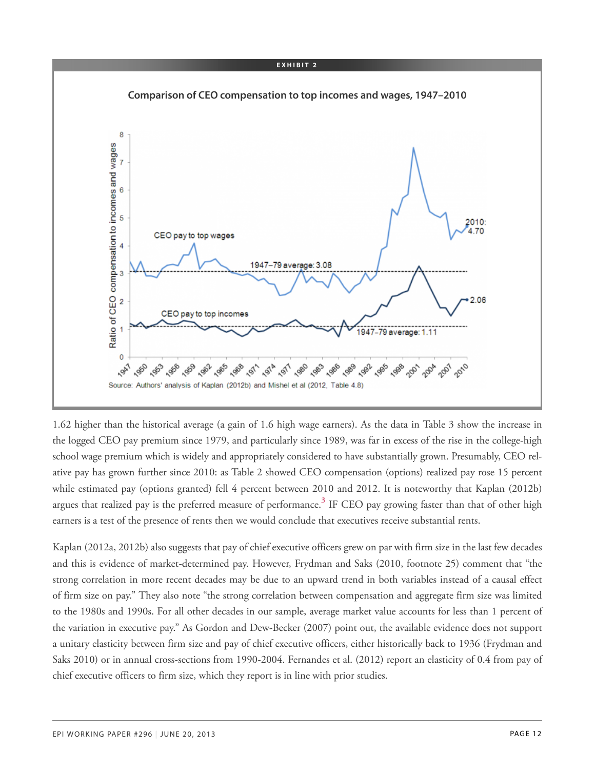**EXHIBIT 2**

**Comparison of CEO compensation to top incomes and wages, 1947–2010**

Source: Authors' analysis of Kaplan (2012b) and Mishel et al (2012, Table 4.8)

1.62 higher than the historical average (a gain of 1.6 high wage earners). As the data in Table 3 show the increase in the logged CEO pay premium since 1979, and particularly since 1989, was far in excess of the rise in the college-high school wage premium which is widely and appropriately considered to have substantially grown. Presumably, CEO relative pay has grown further since 2010: as Table 2 showed CEO compensation (options) realized pay rose 15 percent while estimated pay (options granted) fell 4 percent between 2010 and 2012. It is noteworthy that Kaplan (2012b) argues that realized pay is the preferred measure of performance.[3] IF CEO pay growing faster than that of other high earners is a test of the presence of rents then we would conclude that executives receive substantial rents.

Kaplan (2012a, 2012b) also suggests that pay of chief executive officers grew on par with firm size in the last few decades and this is evidence of market-determined pay. However, Frydman and Saks (2010, footnote 25) comment that "the strong correlation in more recent decades may be due to an upward trend in both variables instead of a causal effect of firm size on pay." They also note "the strong correlation between compensation and aggregate firm size was limited to the 1980s and 1990s. For all other decades in our sample, average market value accounts for less than 1 percent of the variation in executive pay." As Gordon and Dew-Becker (2007) point out, the available evidence does not support a unitary elasticity between firm size and pay of chief executive officers, either historically back to 1936 (Frydman and Saks 2010) or in annual cross-sections from 1990-2004. Fernandes et al. (2012) report an elasticity of 0.4 from pay of chief executive officers to firm size, which they report is in line with prior studies.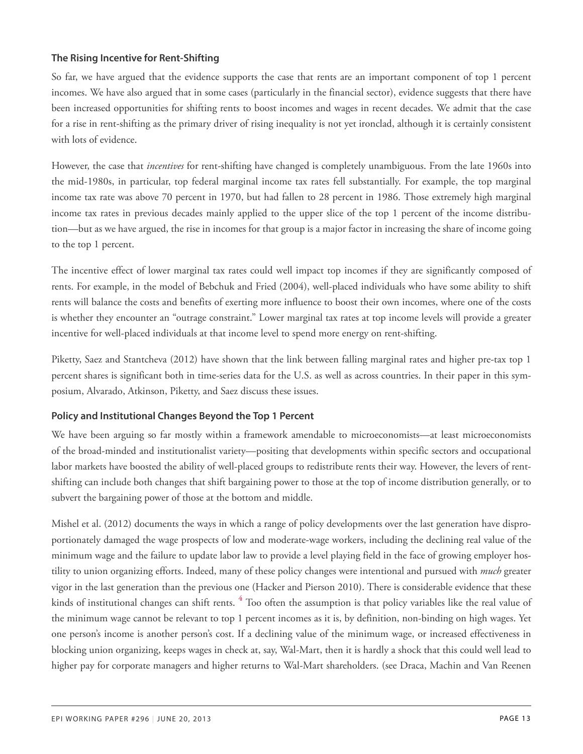### The Rising Incentive for Rent-Shifting

So far, we have argued that the evidence supports the case that rents are an important component of top 1 percent incomes. We have also argued that in some cases (particularly in the financial sector), evidence suggests that there have been increased opportunities for shifting rents to boost incomes and wages in recent decades. We admit that the case for a rise in rent-shifting as the primary driver of rising inequality is not yet ironclad, although it is certainly consistent with lots of evidence.

However, the case that *incentives* for rent-shifting have changed is completely unambiguous. From the late 1960s into the mid-1980s, in particular, top federal marginal income tax rates fell substantially. For example, the top marginal income tax rate was above 70 percent in 1970, but had fallen to 28 percent in 1986. Those extremely high marginal income tax rates in previous decades mainly applied to the upper slice of the top 1 percent of the income distribution—but as we have argued, the rise in incomes for that group is a major factor in increasing the share of income going to the top 1 percent.

The incentive effect of lower marginal tax rates could well impact top incomes if they are significantly composed of rents. For example, in the model of Bebchuk and Fried (2004), well-placed individuals who have some ability to shift rents will balance the costs and benefits of exerting more influence to boost their own incomes, where one of the costs is whether they encounter an "outrage constraint." Lower marginal tax rates at top income levels will provide a greater incentive for well-placed individuals at that income level to spend more energy on rent-shifting.

Piketty, Saez and Stantcheva (2012) have shown that the link between falling marginal rates and higher pre-tax top 1 percent shares is significant both in time-series data for the U.S. as well as across countries. In their paper in this symposium, Alvarado, Atkinson, Piketty, and Saez discuss these issues.

### Policy and Institutional Changes Beyond the Top 1 Percent

We have been arguing so far mostly within a framework amendable to microeconomists—at least microeconomists of the broad-minded and institutionalist variety—positing that developments within specific sectors and occupational labor markets have boosted the ability of well-placed groups to redistribute rents their way. However, the levers of rent-shifting can include both changes that shift bargaining power to those at the top of income distribution generally, or to subvert the bargaining power of those at the bottom and middle.

Mishel et al. (2012) documents the ways in which a range of policy developments over the last generation have disproportionately damaged the wage prospects of low and moderate-wage workers, including the declining real value of the minimum wage and the failure to update labor law to provide a level playing field in the face of growing employer hostility to union organizing efforts. Indeed, many of these policy changes were intentional and pursued with *much* greater vigor in the last generation than the previous one (Hacker and Pierson 2010). There is considerable evidence that these kinds of institutional changes can shift rents. [4] Too often the assumption is that policy variables like the real value of the minimum wage cannot be relevant to top 1 percent incomes as it is, by definition, non-binding on high wages. Yet one person's income is another person's cost. If a declining value of the minimum wage, or increased effectiveness in blocking union organizing, keeps wages in check at, say, Wal-Mart, then it is hardly a shock that this could well lead to higher pay for corporate managers and higher returns to Wal-Mart shareholders. (see Draca, Machin and Van Reenen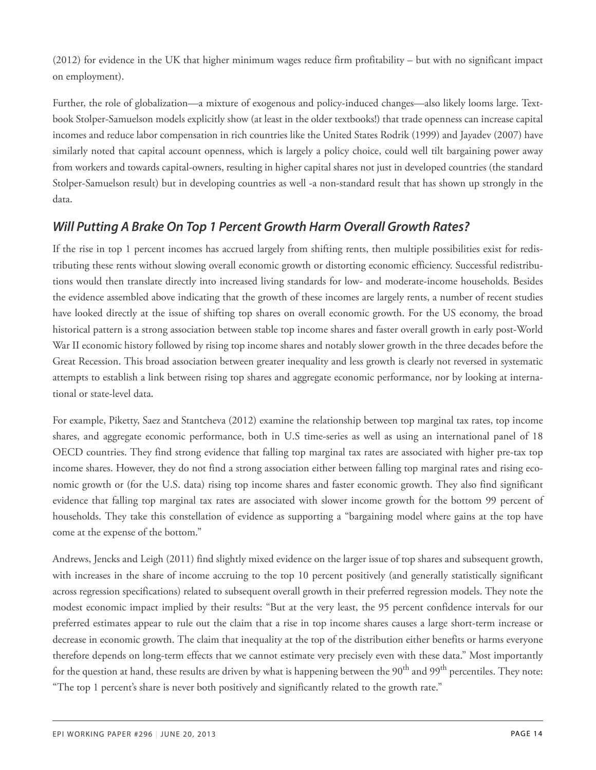(2012) for evidence in the UK that higher minimum wages reduce firm profitability – but with no significant impact on employment).

Further, the role of globalization—a mixture of exogenous and policy-induced changes—also likely looms large. Textbook Stolper-Samuelson models explicitly show (at least in the older textbooks!) that trade openness can increase capital incomes and reduce labor compensation in rich countries like the United States Rodrik (1999) and Jayadev (2007) have similarly noted that capital account openness, which is largely a policy choice, could well tilt bargaining power away from workers and towards capital-owners, resulting in higher capital shares not just in developed countries (the standard Stolper-Samuelson result) but in developing countries as well -a non-standard result that has shown up strongly in the data.

## *Will Putting A Brake On Top 1 Percent Growth Harm Overall Growth Rates?*

If the rise in top 1 percent incomes has accrued largely from shifting rents, then multiple possibilities exist for redistributing these rents without slowing overall economic growth or distorting economic efficiency. Successful redistributions would then translate directly into increased living standards for low- and moderate-income households. Besides the evidence assembled above indicating that the growth of these incomes are largely rents, a number of recent studies have looked directly at the issue of shifting top shares on overall economic growth. For the US economy, the broad historical pattern is a strong association between stable top income shares and faster overall growth in early post-World War II economic history followed by rising top income shares and notably slower growth in the three decades before the Great Recession. This broad association between greater inequality and less growth is clearly not reversed in systematic attempts to establish a link between rising top shares and aggregate economic performance, nor by looking at international or state-level data.

For example, Piketty, Saez and Stantcheva (2012) examine the relationship between top marginal tax rates, top income shares, and aggregate economic performance, both in U.S time-series as well as using an international panel of 18 OECD countries. They find strong evidence that falling top marginal tax rates are associated with higher pre-tax top income shares. However, they do not find a strong association either between falling top marginal rates and rising economic growth or (for the U.S. data) rising top income shares and faster economic growth. They also find significant evidence that falling top marginal tax rates are associated with slower income growth for the bottom 99 percent of households. They take this constellation of evidence as supporting a "bargaining model where gains at the top have come at the expense of the bottom."

Andrews, Jencks and Leigh (2011) find slightly mixed evidence on the larger issue of top shares and subsequent growth, with increases in the share of income accruing to the top 10 percent positively (and generally statistically significant across regression specifications) related to subsequent overall growth in their preferred regression models. They note the modest economic impact implied by their results: "But at the very least, the 95 percent confidence intervals for our preferred estimates appear to rule out the claim that a rise in top income shares causes a large short-term increase or decrease in economic growth. The claim that inequality at the top of the distribution either benefits or harms everyone therefore depends on long-term effects that we cannot estimate very precisely even with these data." Most importantly for the question at hand, these results are driven by what is happening between the 90th and 99th percentiles. They note: "The top 1 percent's share is never both positively and significantly related to the growth rate."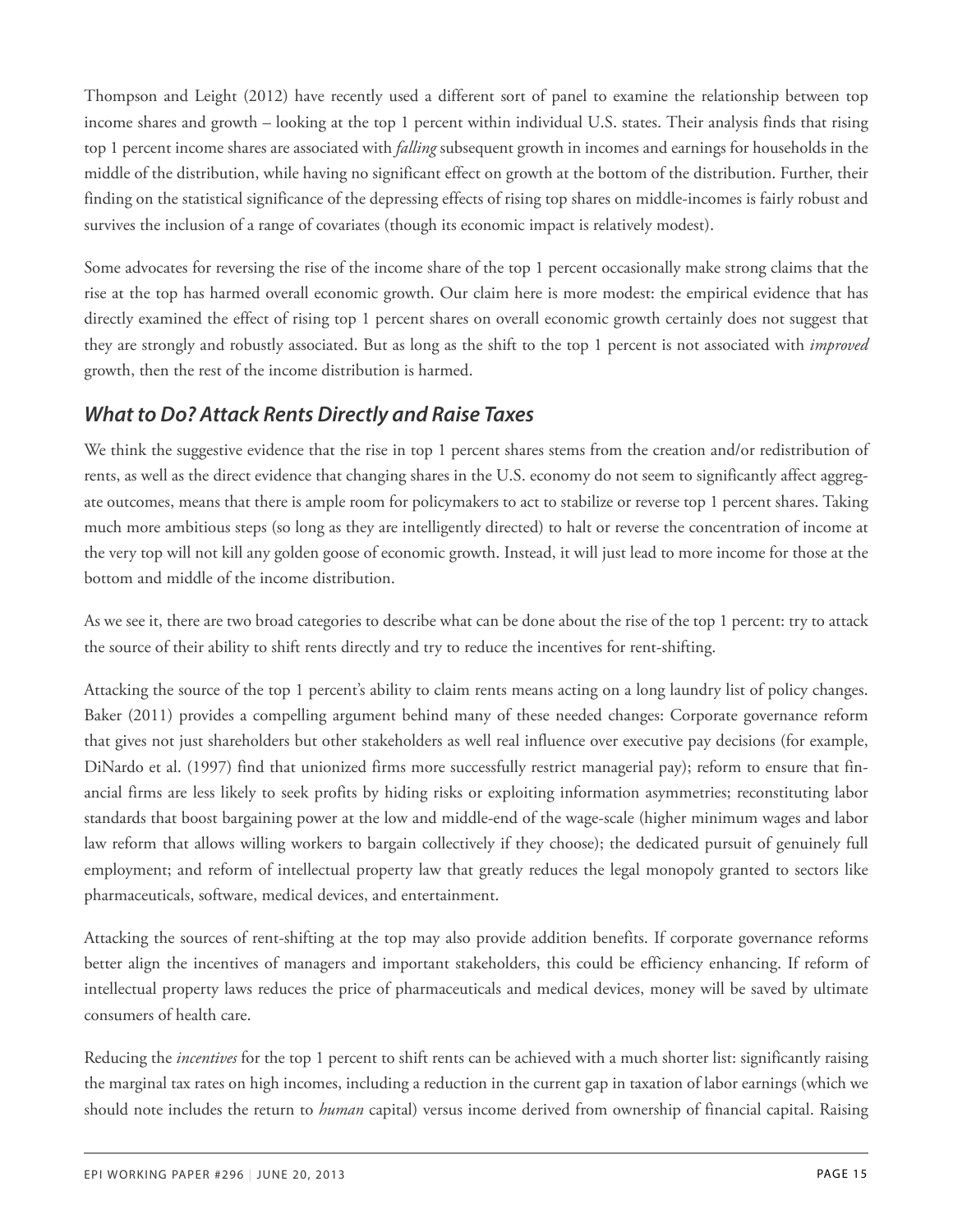Thompson and Leight (2012) have recently used a different sort of panel to examine the relationship between top income shares and growth – looking at the top 1 percent within individual U.S. states. Their analysis finds that rising top 1 percent income shares are associated with *falling* subsequent growth in incomes and earnings for households in the middle of the distribution, while having no significant effect on growth at the bottom of the distribution. Further, their finding on the statistical significance of the depressing effects of rising top shares on middle-incomes is fairly robust and survives the inclusion of a range of covariates (though its economic impact is relatively modest).

Some advocates for reversing the rise of the income share of the top 1 percent occasionally make strong claims that the rise at the top has harmed overall economic growth. Our claim here is more modest: the empirical evidence that has directly examined the effect of rising top 1 percent shares on overall economic growth certainly does not suggest that they are strongly and robustly associated. But as long as the shift to the top 1 percent is not associated with *improved* growth, then the rest of the income distribution is harmed.

## *What to Do? Attack Rents Directly and Raise Taxes*

We think the suggestive evidence that the rise in top 1 percent shares stems from the creation and/or redistribution of rents, as well as the direct evidence that changing shares in the U.S. economy do not seem to significantly affect aggregate outcomes, means that there is ample room for policymakers to act to stabilize or reverse top 1 percent shares. Taking much more ambitious steps (so long as they are intelligently directed) to halt or reverse the concentration of income at the very top will not kill any golden goose of economic growth. Instead, it will just lead to more income for those at the bottom and middle of the income distribution.

As we see it, there are two broad categories to describe what can be done about the rise of the top 1 percent: try to attack the source of their ability to shift rents directly and try to reduce the incentives for rent-shifting.

Attacking the source of the top 1 percent's ability to claim rents means acting on a long laundry list of policy changes. Baker (2011) provides a compelling argument behind many of these needed changes: Corporate governance reform that gives not just shareholders but other stakeholders as well real influence over executive pay decisions (for example, DiNardo et al. (1997) find that unionized firms more successfully restrict managerial pay); reform to ensure that financial firms are less likely to seek profits by hiding risks or exploiting information asymmetries; reconstituting labor standards that boost bargaining power at the low and middle-end of the wage-scale (higher minimum wages and labor law reform that allows willing workers to bargain collectively if they choose); the dedicated pursuit of genuinely full employment; and reform of intellectual property law that greatly reduces the legal monopoly granted to sectors like pharmaceuticals, software, medical devices, and entertainment.

Attacking the sources of rent-shifting at the top may also provide addition benefits. If corporate governance reforms better align the incentives of managers and important stakeholders, this could be efficiency enhancing. If reform of intellectual property laws reduces the price of pharmaceuticals and medical devices, money will be saved by ultimate consumers of health care.

Reducing the *incentives* for the top 1 percent to shift rents can be achieved with a much shorter list: significantly raising the marginal tax rates on high incomes, including a reduction in the current gap in taxation of labor earnings (which we should note includes the return to *human* capital) versus income derived from ownership of financial capital. Raising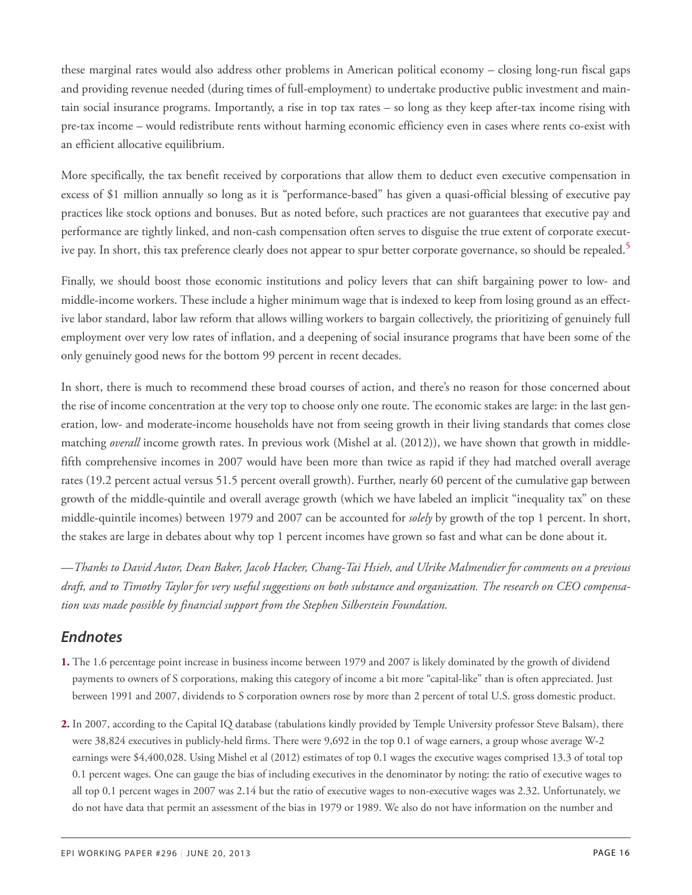these marginal rates would also address other problems in American political economy – closing long-run fiscal gaps and providing revenue needed (during times of full-employment) to undertake productive public investment and maintain social insurance programs. Importantly, a rise in top tax rates – so long as they keep after-tax income rising with pre-tax income – would redistribute rents without harming economic efficiency even in cases where rents co-exist with an efficient allocative equilibrium.

More specifically, the tax benefit received by corporations that allow them to deduct even executive compensation in excess of $1 million annually so long as it is "performance-based" has given a quasi-official blessing of executive pay practices like stock options and bonuses. But as noted before, such practices are not guarantees that executive pay and performance are tightly linked, and non-cash compensation often serves to disguise the true extent of corporate executive pay. In short, this tax preference clearly does not appear to spur better corporate governance, so should be repealed.[5]

Finally, we should boost those economic institutions and policy levers that can shift bargaining power to low- and middle-income workers. These include a higher minimum wage that is indexed to keep from losing ground as an effective labor standard, labor law reform that allows willing workers to bargain collectively, the prioritizing of genuinely full employment over very low rates of inflation, and a deepening of social insurance programs that have been some of the only genuinely good news for the bottom 99 percent in recent decades.

In short, there is much to recommend these broad courses of action, and there's no reason for those concerned about the rise of income concentration at the very top to choose only one route. The economic stakes are large: in the last generation, low- and moderate-income households have not from seeing growth in their living standards that comes close matching *overall* income growth rates. In previous work (Mishel at al. (2012)), we have shown that growth in middle-fifth comprehensive incomes in 2007 would have been more than twice as rapid if they had matched overall average rates (19.2 percent actual versus 51.5 percent overall growth). Further, nearly 60 percent of the cumulative gap between growth of the middle-quintile and overall average growth (which we have labeled an implicit "inequality tax" on these middle-quintile incomes) between 1979 and 2007 can be accounted for *solely* by growth of the top 1 percent. In short, the stakes are large in debates about why top 1 percent incomes have grown so fast and what can be done about it.

*—Thanks to David Autor, Dean Baker, Jacob Hacker, Chang-Tai Hsieh, and Ulrike Malmendier for comments on a previous draft, and to Timothy Taylor for very useful suggestions on both substance and organization. The research on CEO compensation was made possible by financial support from the Stephen Silberstein Foundation.*

## Endnotes

**1.** The 1.6 percentage point increase in business income between 1979 and 2007 is likely dominated by the growth of dividend payments to owners of S corporations, making this category of income a bit more "capital-like" than is often appreciated. Just between 1991 and 2007, dividends to S corporation owners rose by more than 2 percent of total U.S. gross domestic product.

**2.** In 2007, according to the Capital IQ database (tabulations kindly provided by Temple University professor Steve Balsam), there were 38,824 executives in publicly-held firms. There were 9,692 in the top 0.1 of wage earners, a group whose average W-2 earnings were $4,400,028. Using Mishel et al (2012) estimates of top 0.1 wages the executive wages comprised 13.3 of total top 0.1 percent wages. One can gauge the bias of including executives in the denominator by noting: the ratio of executive wages to all top 0.1 percent wages in 2007 was 2.14 but the ratio of executive wages to non-executive wages was 2.32. Unfortunately, we do not have data that permit an assessment of the bias in 1979 or 1989. We also do not have information on the number and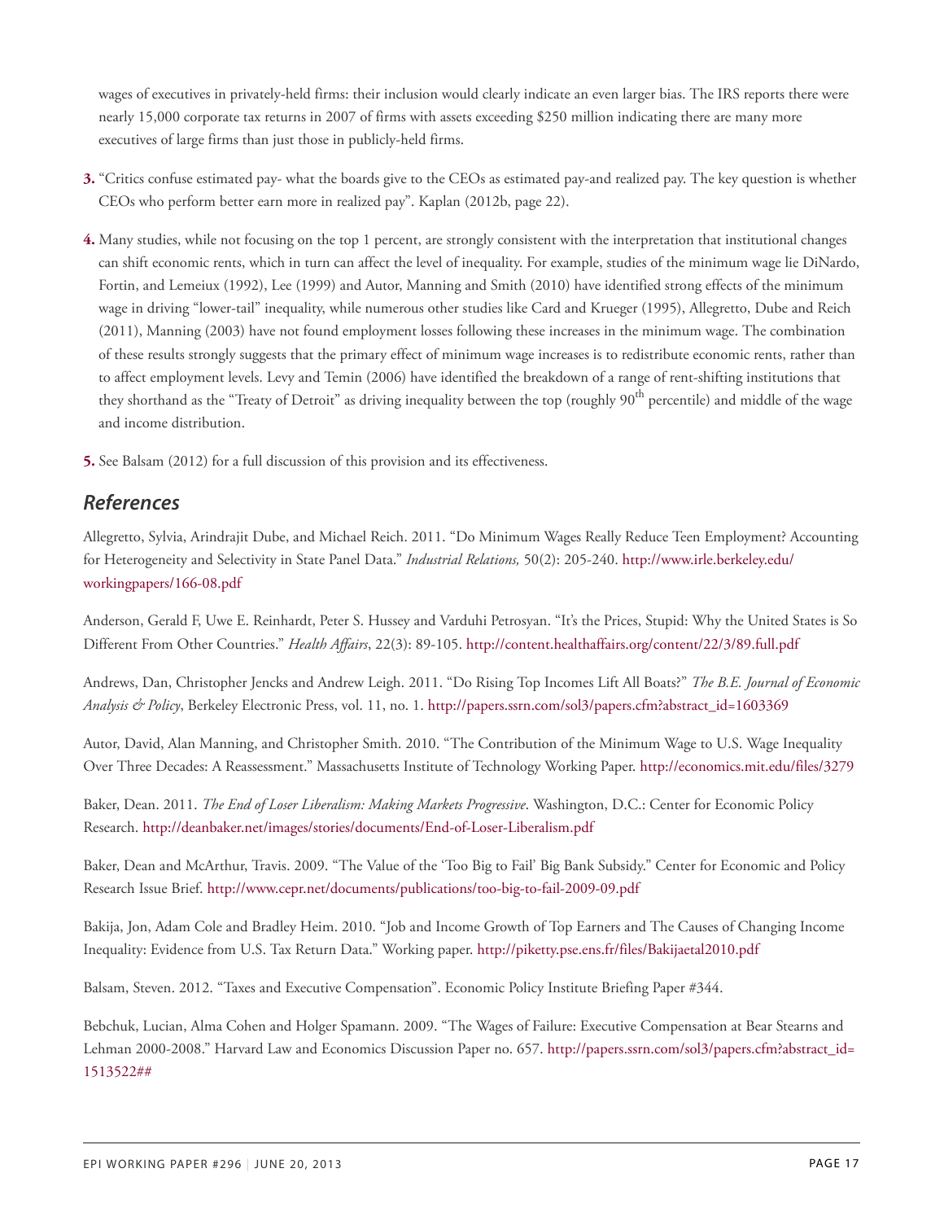wages of executives in privately-held firms: their inclusion would clearly indicate an even larger bias. The IRS reports there were nearly 15,000 corporate tax returns in 2007 of firms with assets exceeding $250 million indicating there are many more executives of large firms than just those in publicly-held firms.

**3.** "Critics confuse estimated pay- what the boards give to the CEOs as estimated pay-and realized pay. The key question is whether CEOs who perform better earn more in realized pay". Kaplan (2012b, page 22).

**4.** Many studies, while not focusing on the top 1 percent, are strongly consistent with the interpretation that institutional changes can shift economic rents, which in turn can affect the level of inequality. For example, studies of the minimum wage lie DiNardo, Fortin, and Lemeiux (1992), Lee (1999) and Autor, Manning and Smith (2010) have identified strong effects of the minimum wage in driving "lower-tail" inequality, while numerous other studies like Card and Krueger (1995), Allegretto, Dube and Reich (2011), Manning (2003) have not found employment losses following these increases in the minimum wage. The combination of these results strongly suggests that the primary effect of minimum wage increases is to redistribute economic rents, rather than to affect employment levels. Levy and Temin (2006) have identified the breakdown of a range of rent-shifting institutions that they shorthand as the "Treaty of Detroit" as driving inequality between the top (roughly 90th percentile) and middle of the wage and income distribution.

**5.** See Balsam (2012) for a full discussion of this provision and its effectiveness.

## *References*

Allegretto, Sylvia, Arindrajit Dube, and Michael Reich. 2011. "Do Minimum Wages Really Reduce Teen Employment? Accounting for Heterogeneity and Selectivity in State Panel Data." *Industrial Relations,* 50(2): 205-240. http://www.irle.berkeley.edu/workingpapers/166-08.pdf

Anderson, Gerald F, Uwe E. Reinhardt, Peter S. Hussey and Varduhi Petrosyan. "It's the Prices, Stupid: Why the United States is So Different From Other Countries." *Health Affairs*, 22(3): 89-105. http://content.healthaffairs.org/content/22/3/89.full.pdf

Andrews, Dan, Christopher Jencks and Andrew Leigh. 2011. "Do Rising Top Incomes Lift All Boats?" *The B.E. Journal of Economic Analysis & Policy*, Berkeley Electronic Press, vol. 11, no. 1. http://papers.ssrn.com/sol3/papers.cfm?abstract_id=1603369

Autor, David, Alan Manning, and Christopher Smith. 2010. "The Contribution of the Minimum Wage to U.S. Wage Inequality Over Three Decades: A Reassessment." Massachusetts Institute of Technology Working Paper. http://economics.mit.edu/files/3279

Baker, Dean. 2011. *The End of Loser Liberalism: Making Markets Progressive*. Washington, D.C.: Center for Economic Policy Research. http://deanbaker.net/images/stories/documents/End-of-Loser-Liberalism.pdf

Baker, Dean and McArthur, Travis. 2009. "The Value of the 'Too Big to Fail' Big Bank Subsidy." Center for Economic and Policy Research Issue Brief. http://www.cepr.net/documents/publications/too-big-to-fail-2009-09.pdf

Bakija, Jon, Adam Cole and Bradley Heim. 2010. "Job and Income Growth of Top Earners and The Causes of Changing Income Inequality: Evidence from U.S. Tax Return Data." Working paper. http://piketty.pse.ens.fr/files/Bakijaetal2010.pdf

Balsam, Steven. 2012. "Taxes and Executive Compensation". Economic Policy Institute Briefing Paper #344.

Bebchuk, Lucian, Alma Cohen and Holger Spamann. 2009. "The Wages of Failure: Executive Compensation at Bear Stearns and Lehman 2000-2008." Harvard Law and Economics Discussion Paper no. 657. http://papers.ssrn.com/sol3/papers.cfm?abstract_id=1513522##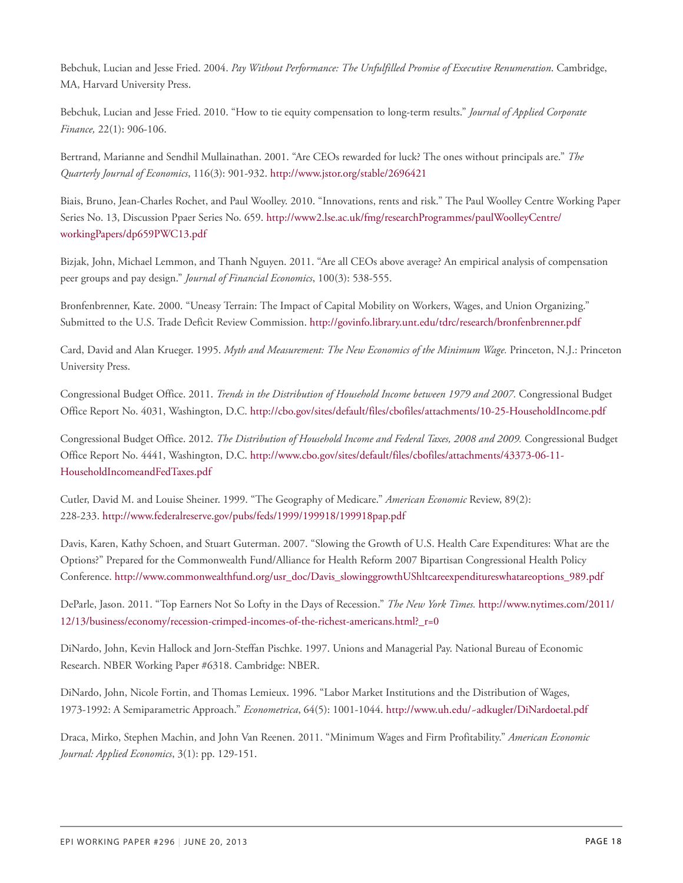Bebchuk, Lucian and Jesse Fried. 2004. *Pay Without Performance: The Unfulfilled Promise of Executive Renumeration*. Cambridge, MA, Harvard University Press.

Bebchuk, Lucian and Jesse Fried. 2010. "How to tie equity compensation to long-term results." *Journal of Applied Corporate Finance,* 22(1): 906-106.

Bertrand, Marianne and Sendhil Mullainathan. 2001. "Are CEOs rewarded for luck? The ones without principals are." *The Quarterly Journal of Economics*, 116(3): 901-932. http://www.jstor.org/stable/2696421

Biais, Bruno, Jean-Charles Rochet, and Paul Woolley. 2010. "Innovations, rents and risk." The Paul Woolley Centre Working Paper Series No. 13, Discussion Ppaer Series No. 659. http://www2.lse.ac.uk/fmg/researchProgrammes/paulWoolleyCentre/workingPapers/dp659PWC13.pdf

Bizjak, John, Michael Lemmon, and Thanh Nguyen. 2011. "Are all CEOs above average? An empirical analysis of compensation peer groups and pay design." *Journal of Financial Economics*, 100(3): 538-555.

Bronfenbrenner, Kate. 2000. "Uneasy Terrain: The Impact of Capital Mobility on Workers, Wages, and Union Organizing." Submitted to the U.S. Trade Deficit Review Commission. http://govinfo.library.unt.edu/tdrc/research/bronfenbrenner.pdf

Card, David and Alan Krueger. 1995. *Myth and Measurement: The New Economics of the Minimum Wage.* Princeton, N.J.: Princeton University Press.

Congressional Budget Office. 2011. *Trends in the Distribution of Household Income between 1979 and 2007.* Congressional Budget Office Report No. 4031, Washington, D.C. http://cbo.gov/sites/default/files/cbofiles/attachments/10-25-HouseholdIncome.pdf

Congressional Budget Office. 2012. *The Distribution of Household Income and Federal Taxes, 2008 and 2009.* Congressional Budget Office Report No. 4441, Washington, D.C. http://www.cbo.gov/sites/default/files/cbofiles/attachments/43373-06-11-HouseholdIncomeandFedTaxes.pdf

Cutler, David M. and Louise Sheiner. 1999. "The Geography of Medicare." *American Economic* Review, 89(2): 228-233. http://www.federalreserve.gov/pubs/feds/1999/199918/199918pap.pdf

Davis, Karen, Kathy Schoen, and Stuart Guterman. 2007. "Slowing the Growth of U.S. Health Care Expenditures: What are the Options?" Prepared for the Commonwealth Fund/Alliance for Health Reform 2007 Bipartisan Congressional Health Policy Conference. http://www.commonwealthfund.org/usr_doc/Davis_slowinggrowthUShltcareexpenditureswhatareoptions_989.pdf

DeParle, Jason. 2011. "Top Earners Not So Lofty in the Days of Recession." *The New York Times.* http://www.nytimes.com/2011/12/13/business/economy/recession-crimped-incomes-of-the-richest-americans.html?_r=0

DiNardo, John, Kevin Hallock and Jorn-Steffan Pischke. 1997. Unions and Managerial Pay. National Bureau of Economic Research. NBER Working Paper #6318. Cambridge: NBER.

DiNardo, John, Nicole Fortin, and Thomas Lemieux. 1996. "Labor Market Institutions and the Distribution of Wages, 1973-1992: A Semiparametric Approach." *Econometrica*, 64(5): 1001-1044. http://www.uh.edu/~adkugler/DiNardoetal.pdf

Draca, Mirko, Stephen Machin, and John Van Reenen. 2011. "Minimum Wages and Firm Profitability." *American Economic Journal: Applied Economics*, 3(1): pp. 129-151.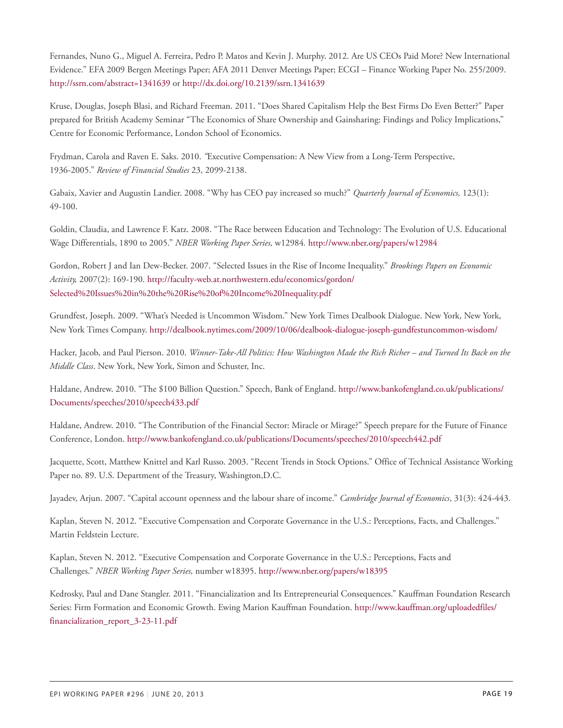Fernandes, Nuno G., Miguel A. Ferreira, Pedro P. Matos and Kevin J. Murphy. 2012. Are US CEOs Paid More? New International Evidence." EFA 2009 Bergen Meetings Paper; AFA 2011 Denver Meetings Paper; ECGI – Finance Working Paper No. 255/2009. http://ssrn.com/abstract=1341639 or http://dx.doi.org/10.2139/ssrn.1341639

Kruse, Douglas, Joseph Blasi, and Richard Freeman. 2011. "Does Shared Capitalism Help the Best Firms Do Even Better?" Paper prepared for British Academy Seminar "The Economics of Share Ownership and Gainsharing: Findings and Policy Implications," Centre for Economic Performance, London School of Economics.

Frydman, Carola and Raven E. Saks. 2010. "Executive Compensation: A New View from a Long-Term Perspective, 1936-2005." *Review of Financial Studies* 23, 2099-2138.

Gabaix, Xavier and Augustin Landier. 2008. "Why has CEO pay increased so much?" *Quarterly Journal of Economics,* 123(1): 49-100.

Goldin, Claudia, and Lawrence F. Katz. 2008. "The Race between Education and Technology: The Evolution of U.S. Educational Wage Differentials, 1890 to 2005." *NBER Working Paper Series,* w12984. http://www.nber.org/papers/w12984

Gordon, Robert J and Ian Dew-Becker. 2007. "Selected Issues in the Rise of Income Inequality." *Brookings Papers on Economic Activity,* 2007(2): 169-190. http://faculty-web.at.northwestern.edu/economics/gordon/Selected%20Issues%20in%20the%20Rise%20of%20Income%20Inequality.pdf

Grundfest, Joseph. 2009. "What's Needed is Uncommon Wisdom." New York Times Dealbook Dialogue. New York, New York, New York Times Company. http://dealbook.nytimes.com/2009/10/06/dealbook-dialogue-joseph-gundfestuncommon-wisdom/

Hacker, Jacob, and Paul Pierson. 2010. *Winner-Take-All Politics: How Washington Made the Rich Richer – and Turned Its Back on the Middle Class*. New York, New York, Simon and Schuster, Inc.

Haldane, Andrew. 2010. "The $100 Billion Question." Speech, Bank of England. http://www.bankofengland.co.uk/publications/Documents/speeches/2010/speech433.pdf

Haldane, Andrew. 2010. "The Contribution of the Financial Sector: Miracle or Mirage?" Speech prepare for the Future of Finance Conference, London. http://www.bankofengland.co.uk/publications/Documents/speeches/2010/speech442.pdf

Jacquette, Scott, Matthew Knittel and Karl Russo. 2003. "Recent Trends in Stock Options." Office of Technical Assistance Working Paper no. 89. U.S. Department of the Treasury, Washington,D.C.

Jayadev, Arjun. 2007. "Capital account openness and the labour share of income." *Cambridge Journal of Economics*, 31(3): 424-443.

Kaplan, Steven N. 2012. "Executive Compensation and Corporate Governance in the U.S.: Perceptions, Facts, and Challenges." Martin Feldstein Lecture.

Kaplan, Steven N. 2012. "Executive Compensation and Corporate Governance in the U.S.: Perceptions, Facts and Challenges." *NBER Working Paper Series,* number w18395. http://www.nber.org/papers/w18395

Kedrosky, Paul and Dane Stangler. 2011. "Financialization and Its Entrepreneurial Consequences." Kauffman Foundation Research Series: Firm Formation and Economic Growth. Ewing Marion Kauffman Foundation. http://www.kauffman.org/uploadedfiles/financialization_report_3-23-11.pdf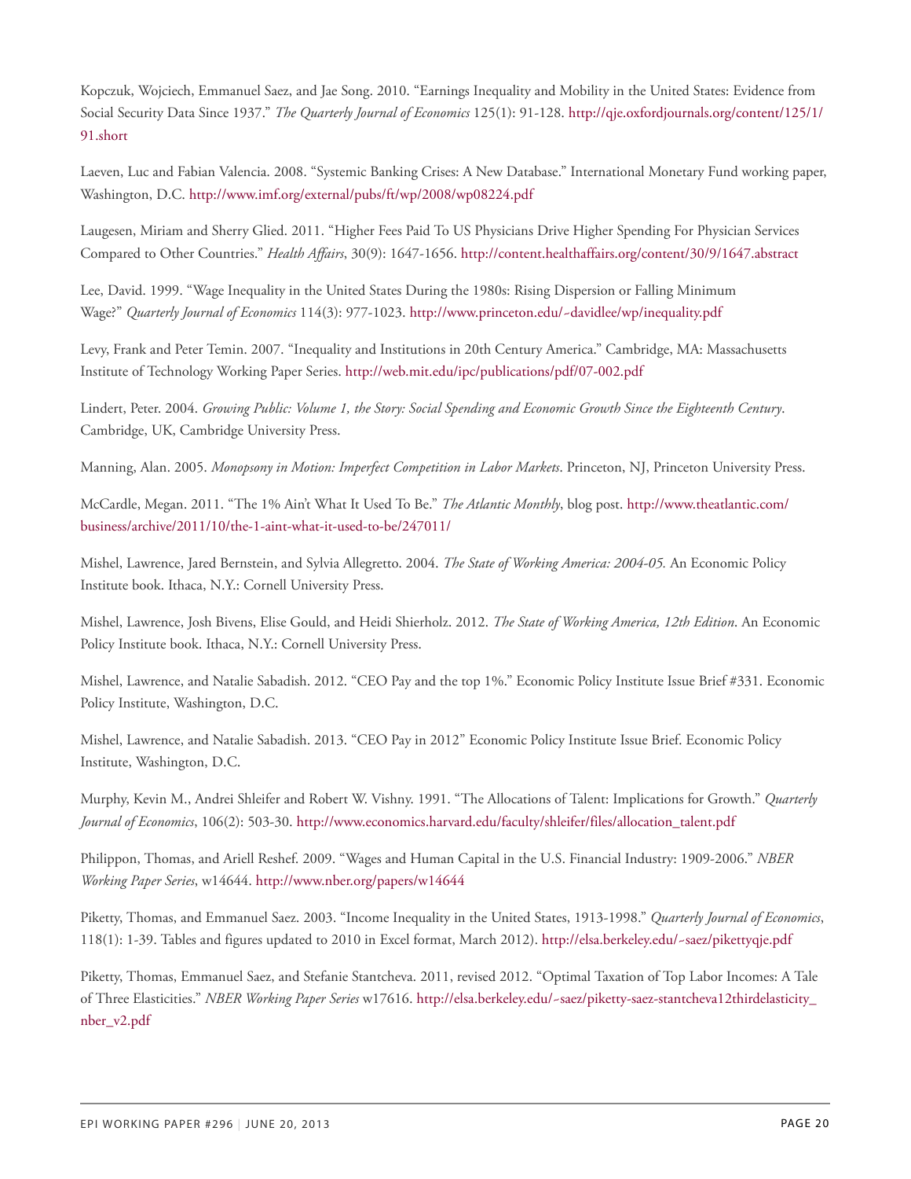Kopczuk, Wojciech, Emmanuel Saez, and Jae Song. 2010. "Earnings Inequality and Mobility in the United States: Evidence from Social Security Data Since 1937." *The Quarterly Journal of Economics* 125(1): 91-128. http://qje.oxfordjournals.org/content/125/1/91.short

Laeven, Luc and Fabian Valencia. 2008. "Systemic Banking Crises: A New Database." International Monetary Fund working paper, Washington, D.C. http://www.imf.org/external/pubs/ft/wp/2008/wp08224.pdf

Laugesen, Miriam and Sherry Glied. 2011. "Higher Fees Paid To US Physicians Drive Higher Spending For Physician Services Compared to Other Countries." *Health Affairs*, 30(9): 1647-1656. http://content.healthaffairs.org/content/30/9/1647.abstract

Lee, David. 1999. "Wage Inequality in the United States During the 1980s: Rising Dispersion or Falling Minimum Wage?" *Quarterly Journal of Economics* 114(3): 977-1023. http://www.princeton.edu/~davidlee/wp/inequality.pdf

Levy, Frank and Peter Temin. 2007. "Inequality and Institutions in 20th Century America." Cambridge, MA: Massachusetts Institute of Technology Working Paper Series. http://web.mit.edu/ipc/publications/pdf/07-002.pdf

Lindert, Peter. 2004. *Growing Public: Volume 1, the Story: Social Spending and Economic Growth Since the Eighteenth Century*. Cambridge, UK, Cambridge University Press.

Manning, Alan. 2005. *Monopsony in Motion: Imperfect Competition in Labor Markets*. Princeton, NJ, Princeton University Press.

McCardle, Megan. 2011. "The 1% Ain't What It Used To Be." *The Atlantic Monthly*, blog post. http://www.theatlantic.com/business/archive/2011/10/the-1-aint-what-it-used-to-be/247011/

Mishel, Lawrence, Jared Bernstein, and Sylvia Allegretto. 2004. *The State of Working America: 2004-05.* An Economic Policy Institute book. Ithaca, N.Y.: Cornell University Press.

Mishel, Lawrence, Josh Bivens, Elise Gould, and Heidi Shierholz. 2012. *The State of Working America, 12th Edition*. An Economic Policy Institute book. Ithaca, N.Y.: Cornell University Press.

Mishel, Lawrence, and Natalie Sabadish. 2012. "CEO Pay and the top 1%." Economic Policy Institute Issue Brief #331. Economic Policy Institute, Washington, D.C.

Mishel, Lawrence, and Natalie Sabadish. 2013. "CEO Pay in 2012" Economic Policy Institute Issue Brief. Economic Policy Institute, Washington, D.C.

Murphy, Kevin M., Andrei Shleifer and Robert W. Vishny. 1991. "The Allocations of Talent: Implications for Growth." *Quarterly Journal of Economics*, 106(2): 503-30. http://www.economics.harvard.edu/faculty/shleifer/files/allocation_talent.pdf

Philippon, Thomas, and Ariell Reshef. 2009. "Wages and Human Capital in the U.S. Financial Industry: 1909-2006." *NBER Working Paper Series*, w14644. http://www.nber.org/papers/w14644

Piketty, Thomas, and Emmanuel Saez. 2003. "Income Inequality in the United States, 1913-1998." *Quarterly Journal of Economics*, 118(1): 1-39. Tables and figures updated to 2010 in Excel format, March 2012). http://elsa.berkeley.edu/~saez/pikettyqje.pdf

Piketty, Thomas, Emmanuel Saez, and Stefanie Stantcheva. 2011, revised 2012. "Optimal Taxation of Top Labor Incomes: A Tale of Three Elasticities." *NBER Working Paper Series* w17616. http://elsa.berkeley.edu/~saez/piketty-saez-stantcheva12thirdelasticity_nber_v2.pdf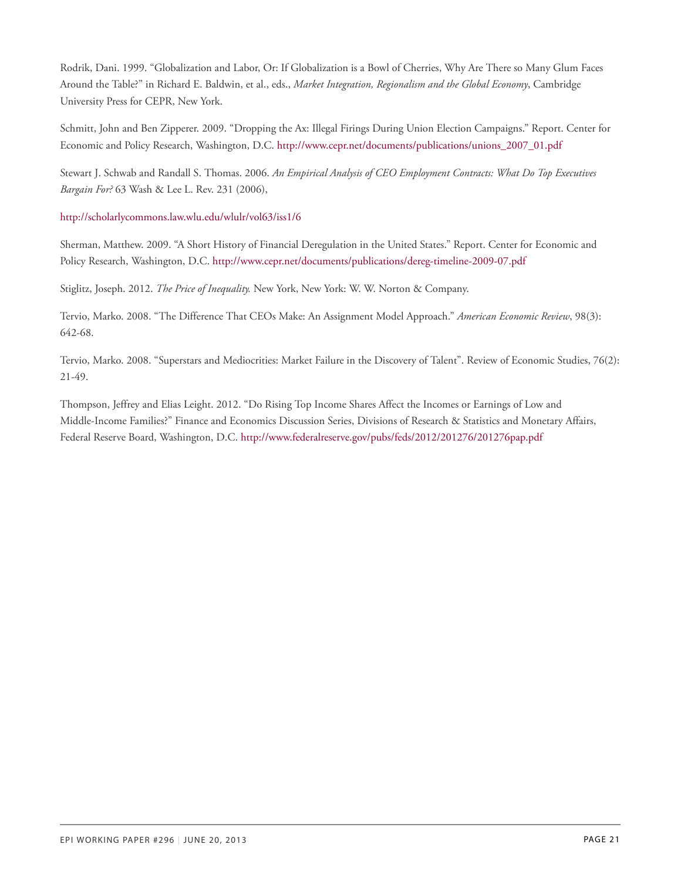Rodrik, Dani. 1999. "Globalization and Labor, Or: If Globalization is a Bowl of Cherries, Why Are There so Many Glum Faces Around the Table?" in Richard E. Baldwin, et al., eds., *Market Integration, Regionalism and the Global Economy*, Cambridge University Press for CEPR, New York.

Schmitt, John and Ben Zipperer. 2009. "Dropping the Ax: Illegal Firings During Union Election Campaigns." Report. Center for Economic and Policy Research, Washington, D.C. http://www.cepr.net/documents/publications/unions_2007_01.pdf

Stewart J. Schwab and Randall S. Thomas. 2006. *An Empirical Analysis of CEO Employment Contracts: What Do Top Executives Bargain For?* 63 Wash & Lee L. Rev. 231 (2006),

http://scholarlycommons.law.wlu.edu/wlulr/vol63/iss1/6

Sherman, Matthew. 2009. "A Short History of Financial Deregulation in the United States." Report. Center for Economic and Policy Research, Washington, D.C. http://www.cepr.net/documents/publications/dereg-timeline-2009-07.pdf

Stiglitz, Joseph. 2012. *The Price of Inequality.* New York, New York: W. W. Norton & Company.

Tervio, Marko. 2008. "The Difference That CEOs Make: An Assignment Model Approach." *American Economic Review*, 98(3): 642-68.

Tervio, Marko. 2008. "Superstars and Mediocrities: Market Failure in the Discovery of Talent". Review of Economic Studies, 76(2): 21-49.

Thompson, Jeffrey and Elias Leight. 2012. "Do Rising Top Income Shares Affect the Incomes or Earnings of Low and Middle-Income Families?" Finance and Economics Discussion Series, Divisions of Research & Statistics and Monetary Affairs, Federal Reserve Board, Washington, D.C. http://www.federalreserve.gov/pubs/feds/2012/201276/201276pap.pdf